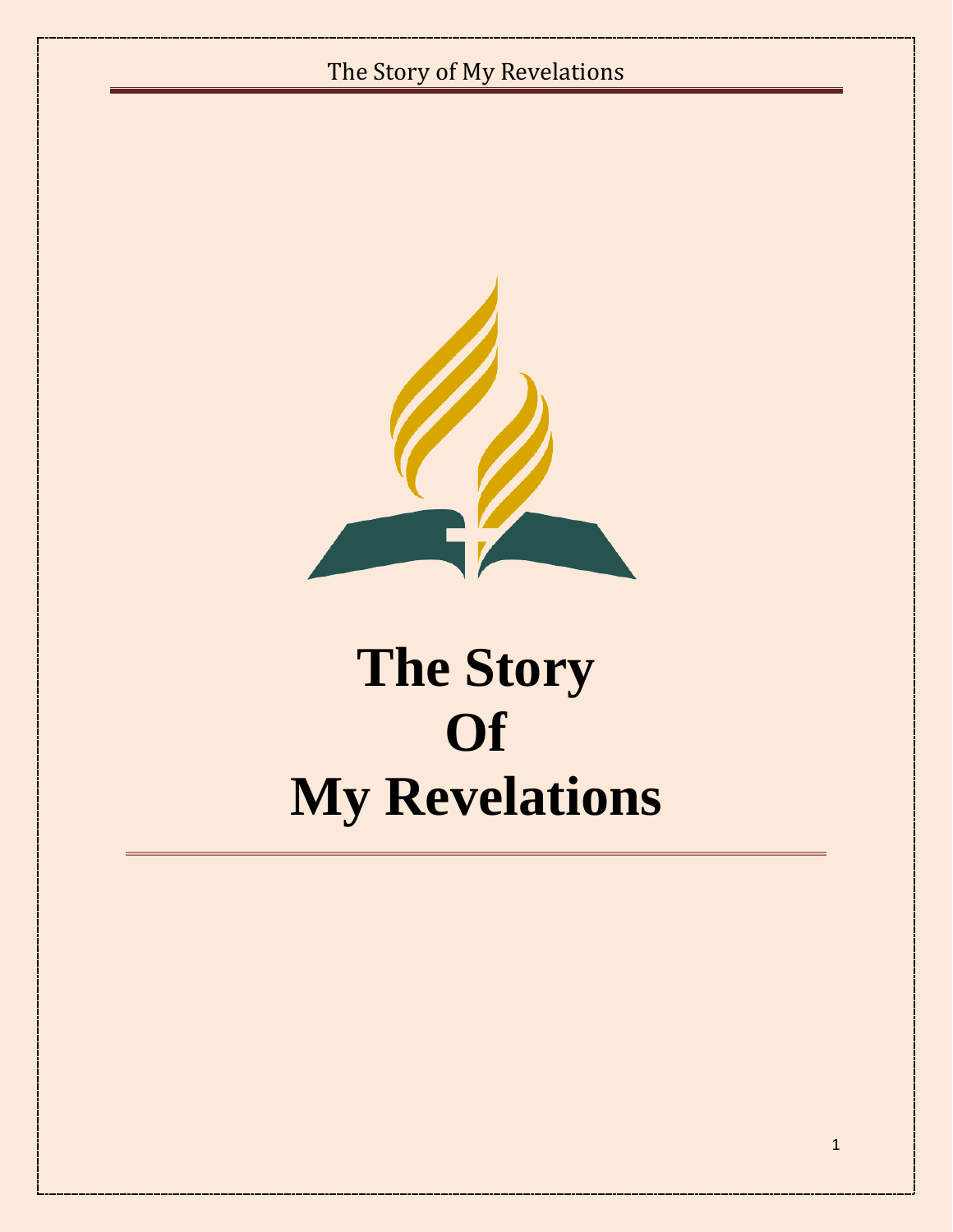# The Story Of My Revelations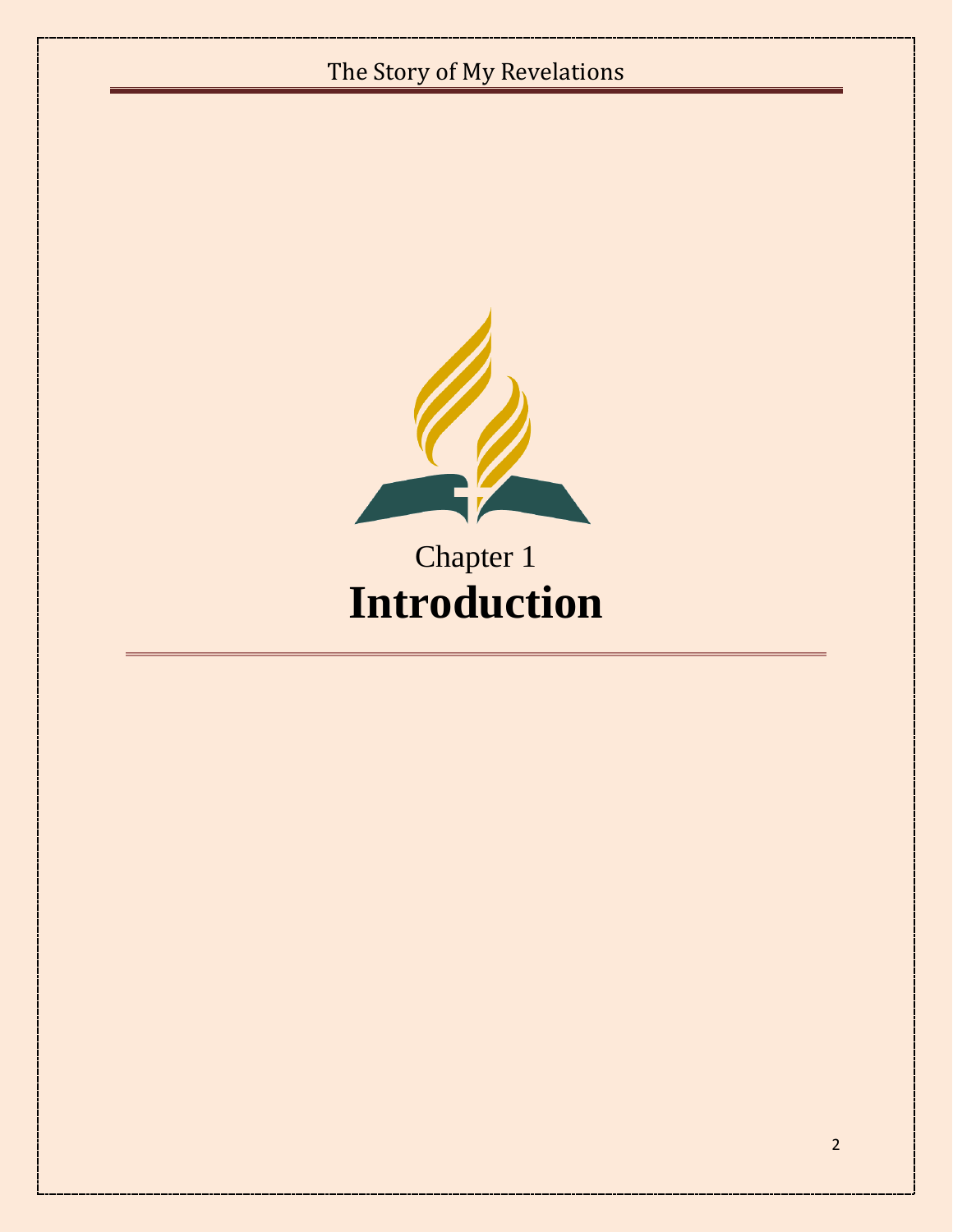Chapter 1

# Introduction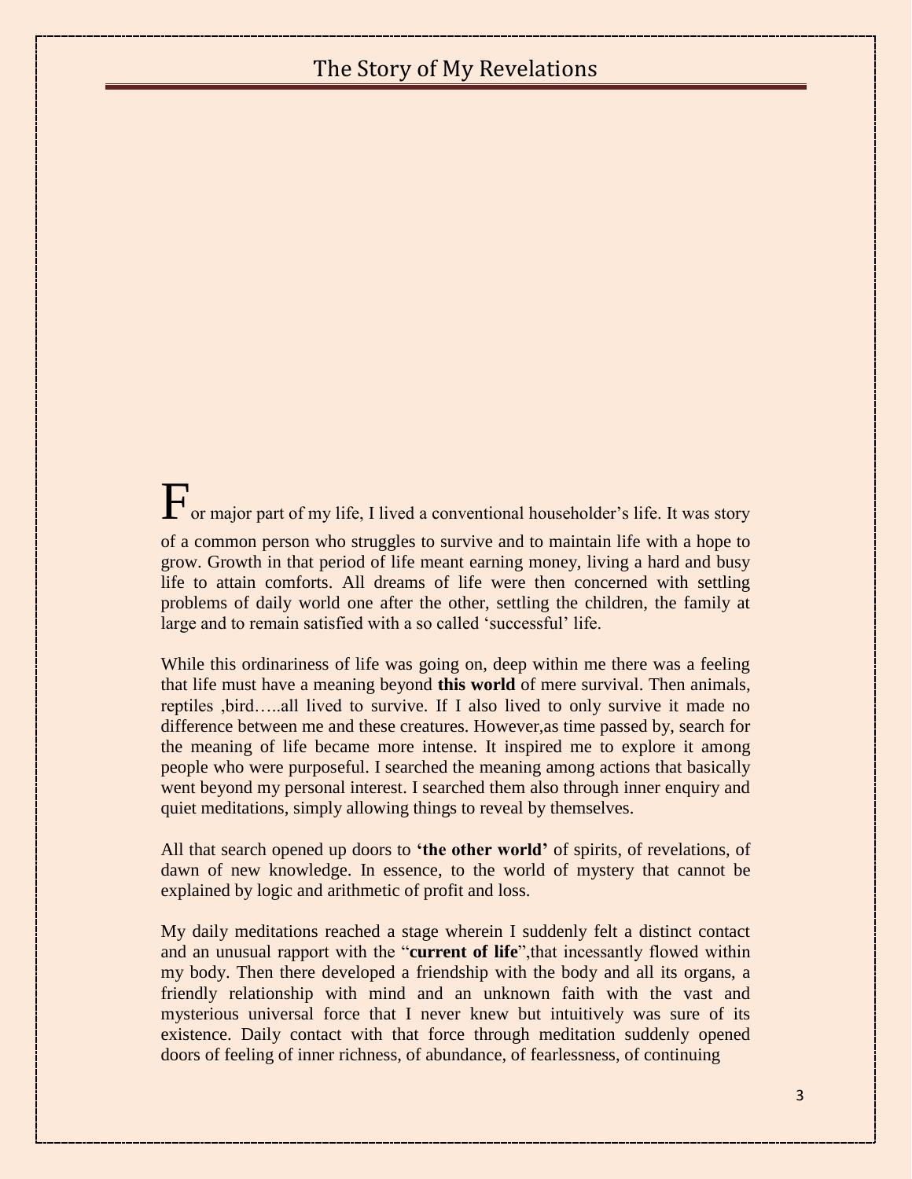# The Story of My Revelations

For major part of my life, I lived a conventional householder's life. It was story of a common person who struggles to survive and to maintain life with a hope to grow. Growth in that period of life meant earning money, living a hard and busy life to attain comforts. All dreams of life were then concerned with settling problems of daily world one after the other, settling the children, the family at large and to remain satisfied with a so called 'successful' life.

While this ordinariness of life was going on, deep within me there was a feeling that life must have a meaning beyond **this world** of mere survival. Then animals, reptiles ,bird…..all lived to survive. If I also lived to only survive it made no difference between me and these creatures. However,as time passed by, search for the meaning of life became more intense. It inspired me to explore it among people who were purposeful. I searched the meaning among actions that basically went beyond my personal interest. I searched them also through inner enquiry and quiet meditations, simply allowing things to reveal by themselves.

All that search opened up doors to **'the other world'** of spirits, of revelations, of dawn of new knowledge. In essence, to the world of mystery that cannot be explained by logic and arithmetic of profit and loss.

My daily meditations reached a stage wherein I suddenly felt a distinct contact and an unusual rapport with the "**current of life**",that incessantly flowed within my body. Then there developed a friendship with the body and all its organs, a friendly relationship with mind and an unknown faith with the vast and mysterious universal force that I never knew but intuitively was sure of its existence. Daily contact with that force through meditation suddenly opened doors of feeling of inner richness, of abundance, of fearlessness, of continuing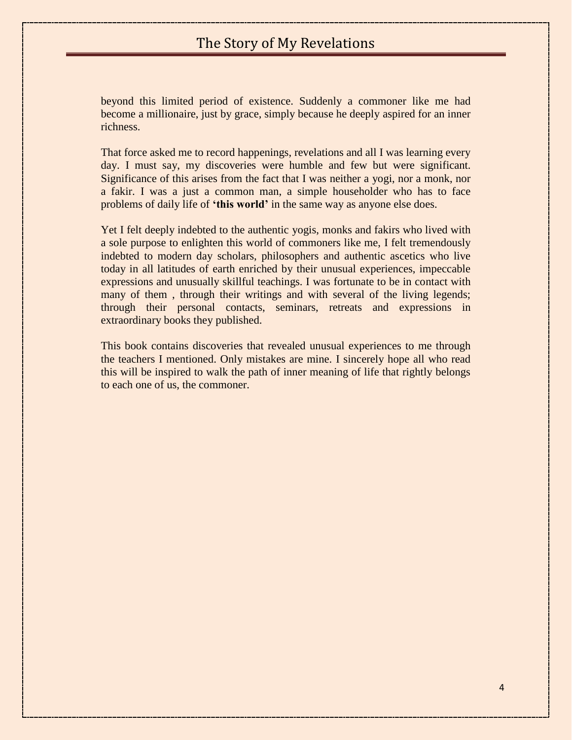beyond this limited period of existence. Suddenly a commoner like me had become a millionaire, just by grace, simply because he deeply aspired for an inner richness.

That force asked me to record happenings, revelations and all I was learning every day. I must say, my discoveries were humble and few but were significant. Significance of this arises from the fact that I was neither a yogi, nor a monk, nor a fakir. I was a just a common man, a simple householder who has to face problems of daily life of **'this world'** in the same way as anyone else does.

Yet I felt deeply indebted to the authentic yogis, monks and fakirs who lived with a sole purpose to enlighten this world of commoners like me, I felt tremendously indebted to modern day scholars, philosophers and authentic ascetics who live today in all latitudes of earth enriched by their unusual experiences, impeccable expressions and unusually skillful teachings. I was fortunate to be in contact with many of them , through their writings and with several of the living legends; through their personal contacts, seminars, retreats and expressions in extraordinary books they published.

This book contains discoveries that revealed unusual experiences to me through the teachers I mentioned. Only mistakes are mine. I sincerely hope all who read this will be inspired to walk the path of inner meaning of life that rightly belongs to each one of us, the commoner.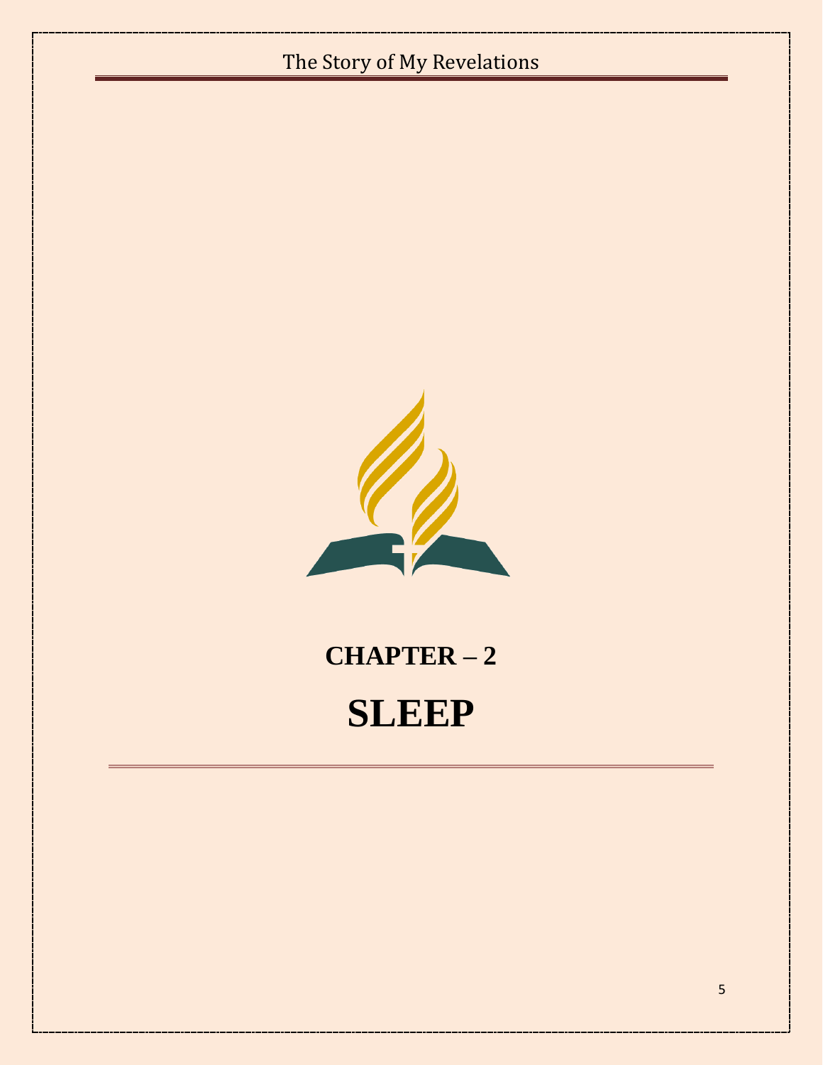# CHAPTER – 2

# SLEEP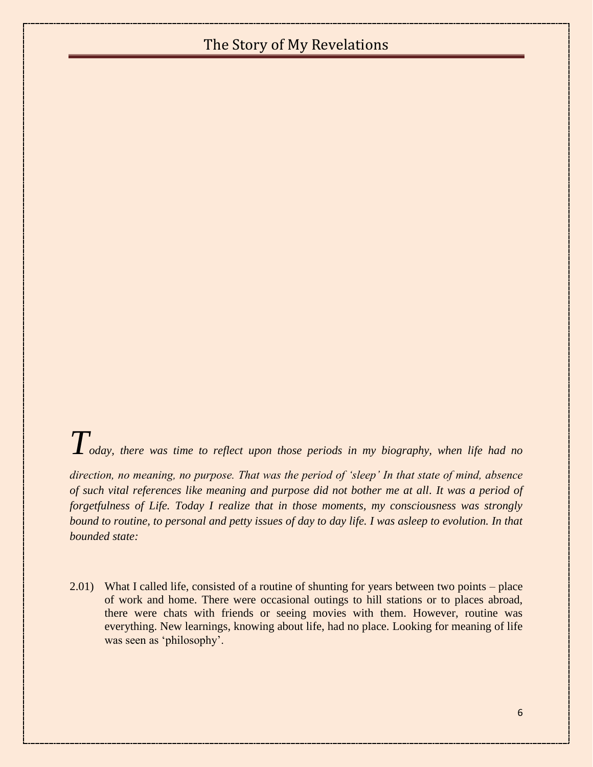*Today, there was time to reflect upon those periods in my biography, when life had no direction, no meaning, no purpose. That was the period of 'sleep' In that state of mind, absence of such vital references like meaning and purpose did not bother me at all. It was a period of forgetfulness of Life. Today I realize that in those moments, my consciousness was strongly bound to routine, to personal and petty issues of day to day life. I was asleep to evolution. In that bounded state:*

2.01) What I called life, consisted of a routine of shunting for years between two points – place of work and home. There were occasional outings to hill stations or to places abroad, there were chats with friends or seeing movies with them. However, routine was everything. New learnings, knowing about life, had no place. Looking for meaning of life was seen as 'philosophy'.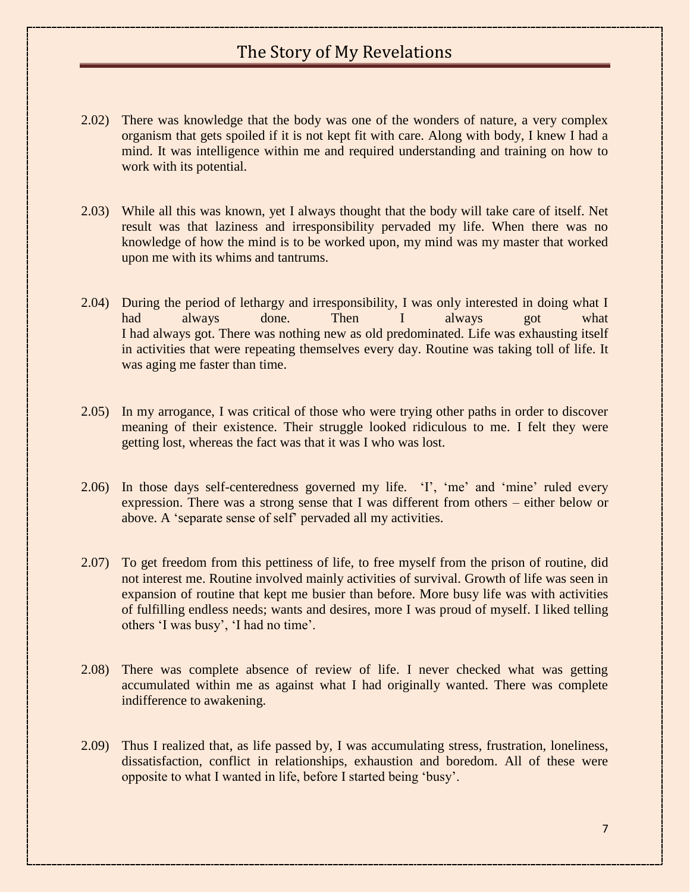2.02) There was knowledge that the body was one of the wonders of nature, a very complex organism that gets spoiled if it is not kept fit with care. Along with body, I knew I had a mind. It was intelligence within me and required understanding and training on how to work with its potential.

2.03) While all this was known, yet I always thought that the body will take care of itself. Net result was that laziness and irresponsibility pervaded my life. When there was no knowledge of how the mind is to be worked upon, my mind was my master that worked upon me with its whims and tantrums.

2.04) During the period of lethargy and irresponsibility, I was only interested in doing what I had always done. Then I always got what I had always got. There was nothing new as old predominated. Life was exhausting itself in activities that were repeating themselves every day. Routine was taking toll of life. It was aging me faster than time.

2.05) In my arrogance, I was critical of those who were trying other paths in order to discover meaning of their existence. Their struggle looked ridiculous to me. I felt they were getting lost, whereas the fact was that it was I who was lost.

2.06) In those days self-centeredness governed my life. 'I', 'me' and 'mine' ruled every expression. There was a strong sense that I was different from others – either below or above. A 'separate sense of self' pervaded all my activities.

2.07) To get freedom from this pettiness of life, to free myself from the prison of routine, did not interest me. Routine involved mainly activities of survival. Growth of life was seen in expansion of routine that kept me busier than before. More busy life was with activities of fulfilling endless needs; wants and desires, more I was proud of myself. I liked telling others 'I was busy', 'I had no time'.

2.08) There was complete absence of review of life. I never checked what was getting accumulated within me as against what I had originally wanted. There was complete indifference to awakening.

2.09) Thus I realized that, as life passed by, I was accumulating stress, frustration, loneliness, dissatisfaction, conflict in relationships, exhaustion and boredom. All of these were opposite to what I wanted in life, before I started being 'busy'.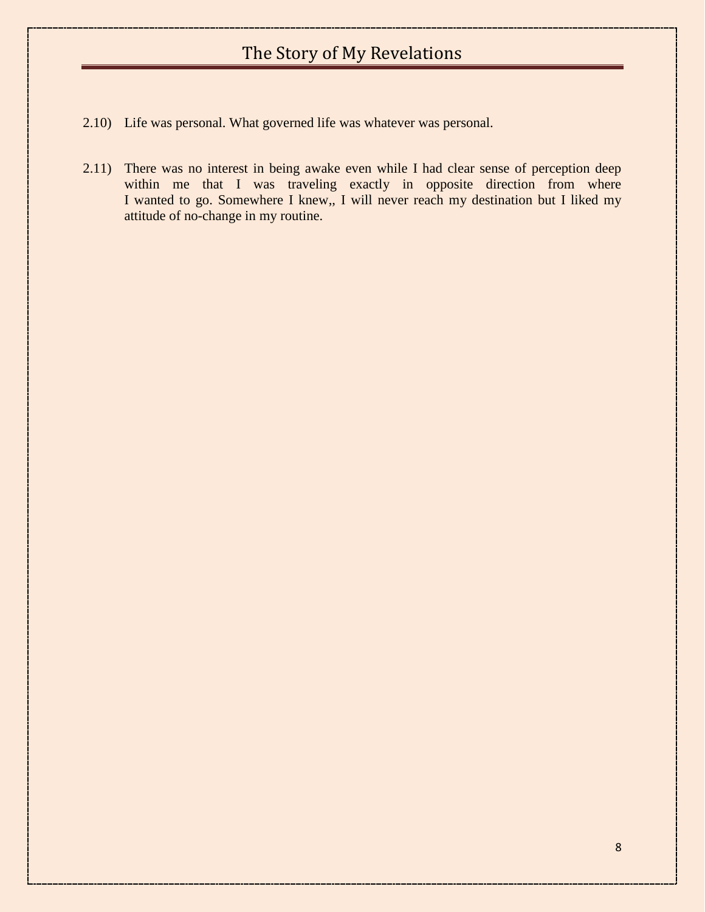2.10) Life was personal. What governed life was whatever was personal.

2.11) There was no interest in being awake even while I had clear sense of perception deep within me that I was traveling exactly in opposite direction from where I wanted to go. Somewhere I knew,, I will never reach my destination but I liked my attitude of no-change in my routine.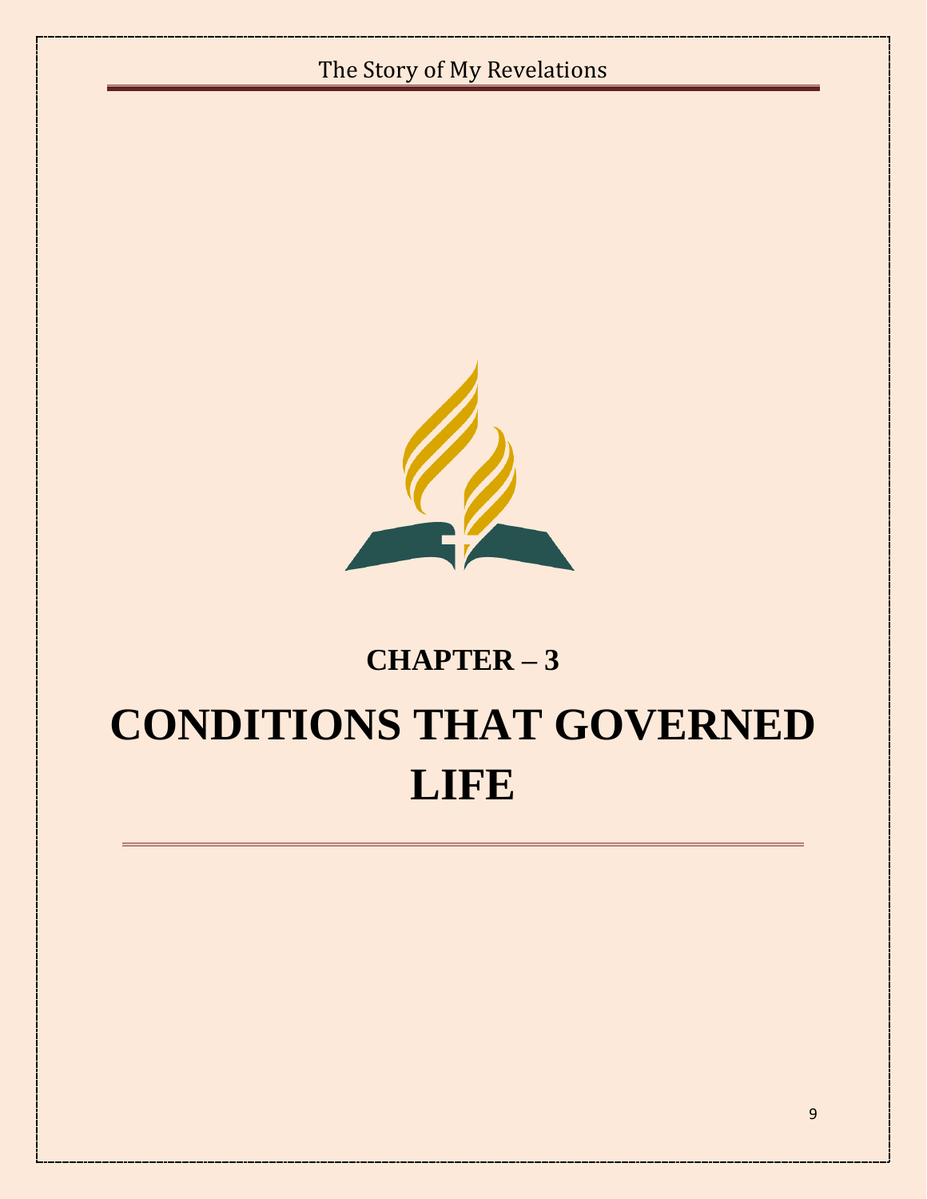## CHAPTER – 3

# CONDITIONS THAT GOVERNED LIFE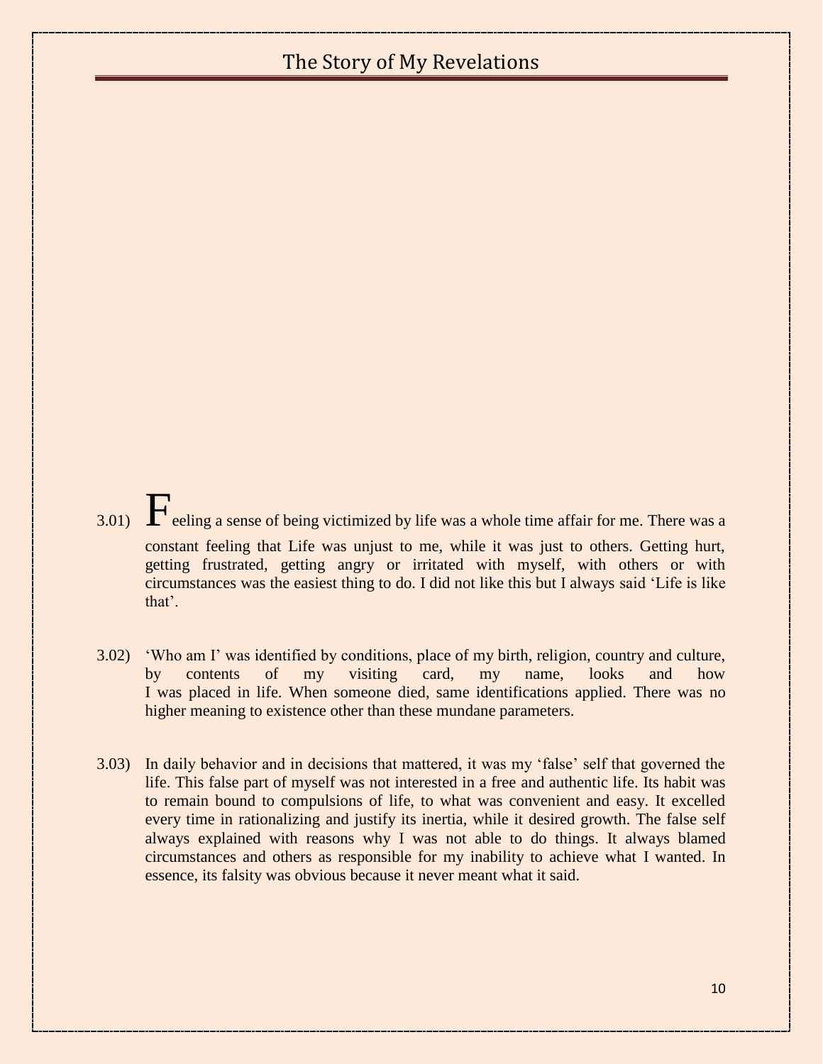3.01) Feeling a sense of being victimized by life was a whole time affair for me. There was a constant feeling that Life was unjust to me, while it was just to others. Getting hurt, getting frustrated, getting angry or irritated with myself, with others or with circumstances was the easiest thing to do. I did not like this but I always said 'Life is like that'.

3.02) 'Who am I' was identified by conditions, place of my birth, religion, country and culture, by contents of my visiting card, my name, looks and how I was placed in life. When someone died, same identifications applied. There was no higher meaning to existence other than these mundane parameters.

3.03) In daily behavior and in decisions that mattered, it was my 'false' self that governed the life. This false part of myself was not interested in a free and authentic life. Its habit was to remain bound to compulsions of life, to what was convenient and easy. It excelled every time in rationalizing and justify its inertia, while it desired growth. The false self always explained with reasons why I was not able to do things. It always blamed circumstances and others as responsible for my inability to achieve what I wanted. In essence, its falsity was obvious because it never meant what it said.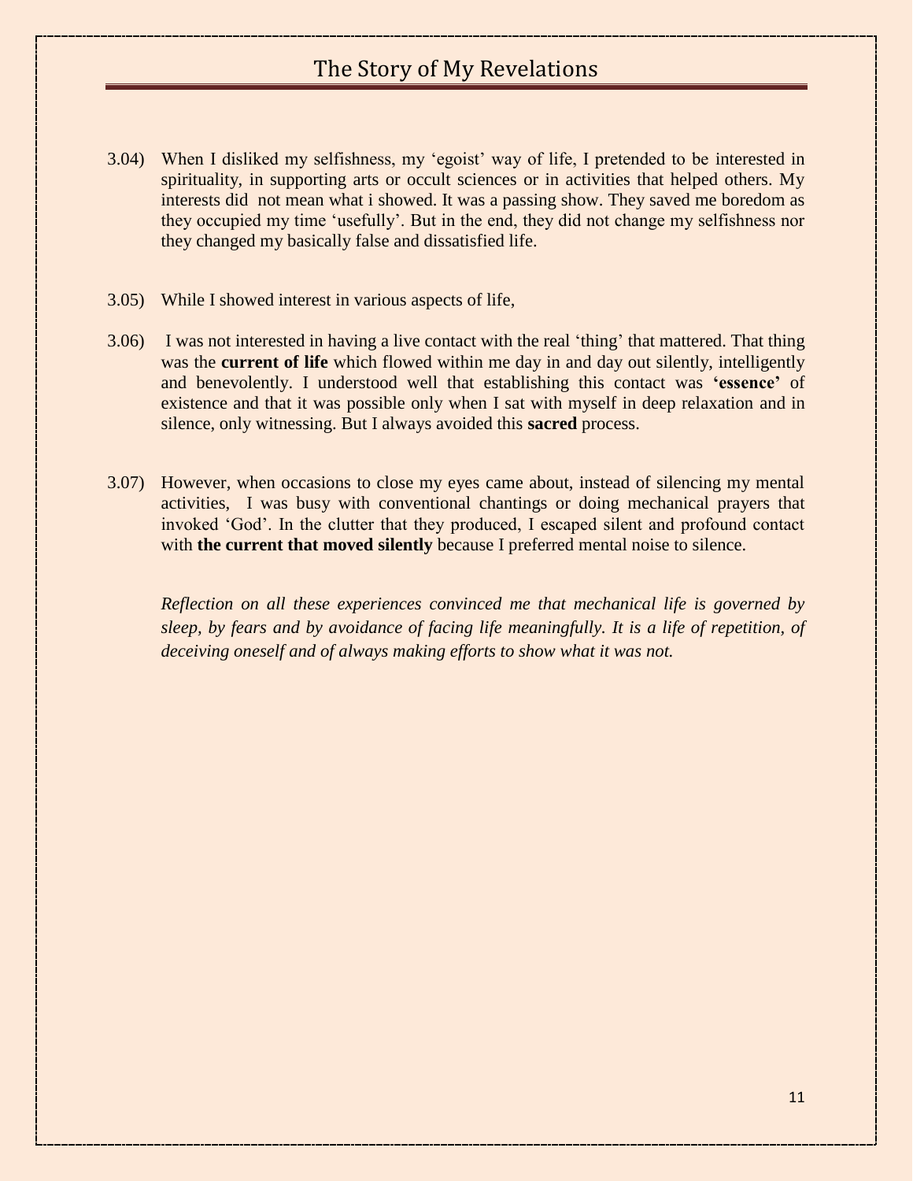3.04) When I disliked my selfishness, my 'egoist' way of life, I pretended to be interested in spirituality, in supporting arts or occult sciences or in activities that helped others. My interests did not mean what i showed. It was a passing show. They saved me boredom as they occupied my time 'usefully'. But in the end, they did not change my selfishness nor they changed my basically false and dissatisfied life.

3.05) While I showed interest in various aspects of life,

3.06) I was not interested in having a live contact with the real 'thing' that mattered. That thing was the **current of life** which flowed within me day in and day out silently, intelligently and benevolently. I understood well that establishing this contact was **'essence'** of existence and that it was possible only when I sat with myself in deep relaxation and in silence, only witnessing. But I always avoided this **sacred** process.

3.07) However, when occasions to close my eyes came about, instead of silencing my mental activities, I was busy with conventional chantings or doing mechanical prayers that invoked 'God'. In the clutter that they produced, I escaped silent and profound contact with **the current that moved silently** because I preferred mental noise to silence.

*Reflection on all these experiences convinced me that mechanical life is governed by sleep, by fears and by avoidance of facing life meaningfully. It is a life of repetition, of deceiving oneself and of always making efforts to show what it was not.*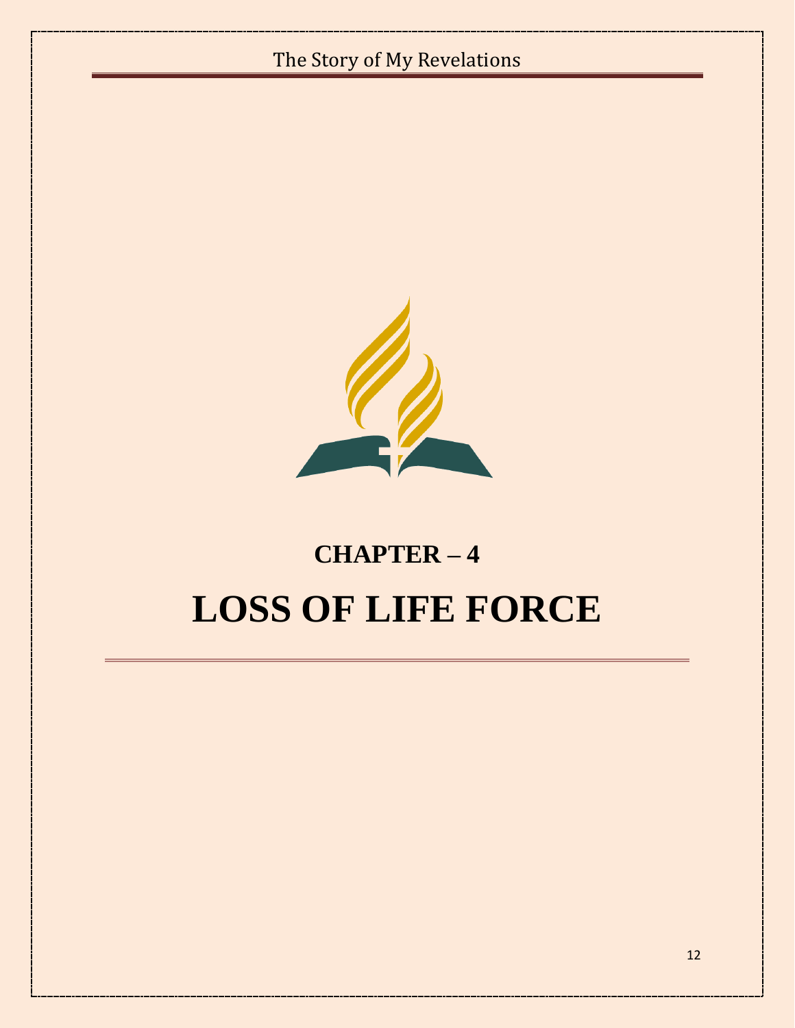## CHAPTER – 4

# LOSS OF LIFE FORCE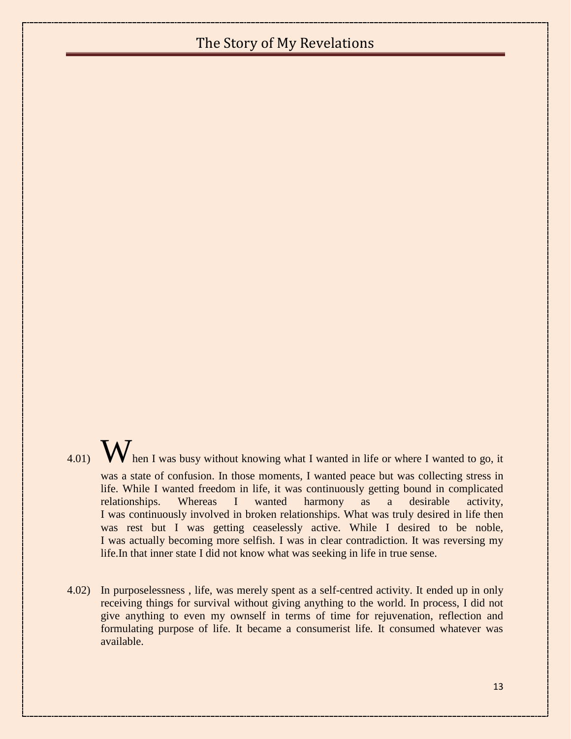4.01) When I was busy without knowing what I wanted in life or where I wanted to go, it was a state of confusion. In those moments, I wanted peace but was collecting stress in life. While I wanted freedom in life, it was continuously getting bound in complicated relationships. Whereas I wanted harmony as a desirable activity, I was continuously involved in broken relationships. What was truly desired in life then was rest but I was getting ceaselessly active. While I desired to be noble, I was actually becoming more selfish. I was in clear contradiction. It was reversing my life.In that inner state I did not know what was seeking in life in true sense.

4.02) In purposelessness , life, was merely spent as a self-centred activity. It ended up in only receiving things for survival without giving anything to the world. In process, I did not give anything to even my ownself in terms of time for rejuvenation, reflection and formulating purpose of life. It became a consumerist life. It consumed whatever was available.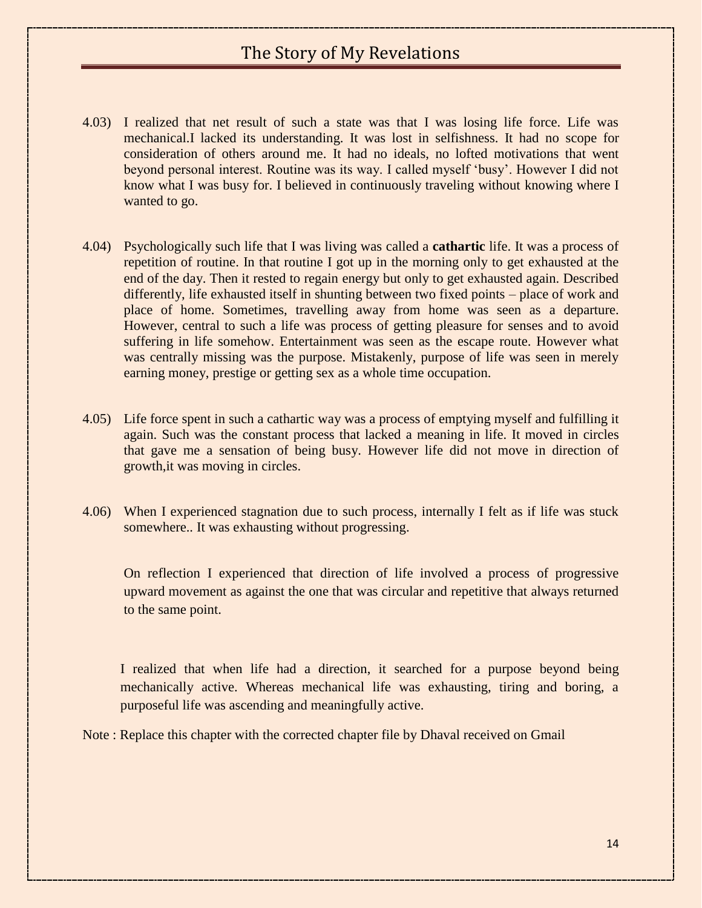4.03) I realized that net result of such a state was that I was losing life force. Life was mechanical.I lacked its understanding. It was lost in selfishness. It had no scope for consideration of others around me. It had no ideals, no lofted motivations that went beyond personal interest. Routine was its way. I called myself 'busy'. However I did not know what I was busy for. I believed in continuously traveling without knowing where I wanted to go.

4.04) Psychologically such life that I was living was called a **cathartic** life. It was a process of repetition of routine. In that routine I got up in the morning only to get exhausted at the end of the day. Then it rested to regain energy but only to get exhausted again. Described differently, life exhausted itself in shunting between two fixed points – place of work and place of home. Sometimes, travelling away from home was seen as a departure. However, central to such a life was process of getting pleasure for senses and to avoid suffering in life somehow. Entertainment was seen as the escape route. However what was centrally missing was the purpose. Mistakenly, purpose of life was seen in merely earning money, prestige or getting sex as a whole time occupation.

4.05) Life force spent in such a cathartic way was a process of emptying myself and fulfilling it again. Such was the constant process that lacked a meaning in life. It moved in circles that gave me a sensation of being busy. However life did not move in direction of growth,it was moving in circles.

4.06) When I experienced stagnation due to such process, internally I felt as if life was stuck somewhere.. It was exhausting without progressing.

On reflection I experienced that direction of life involved a process of progressive upward movement as against the one that was circular and repetitive that always returned to the same point.

I realized that when life had a direction, it searched for a purpose beyond being mechanically active. Whereas mechanical life was exhausting, tiring and boring, a purposeful life was ascending and meaningfully active.

Note : Replace this chapter with the corrected chapter file by Dhaval received on Gmail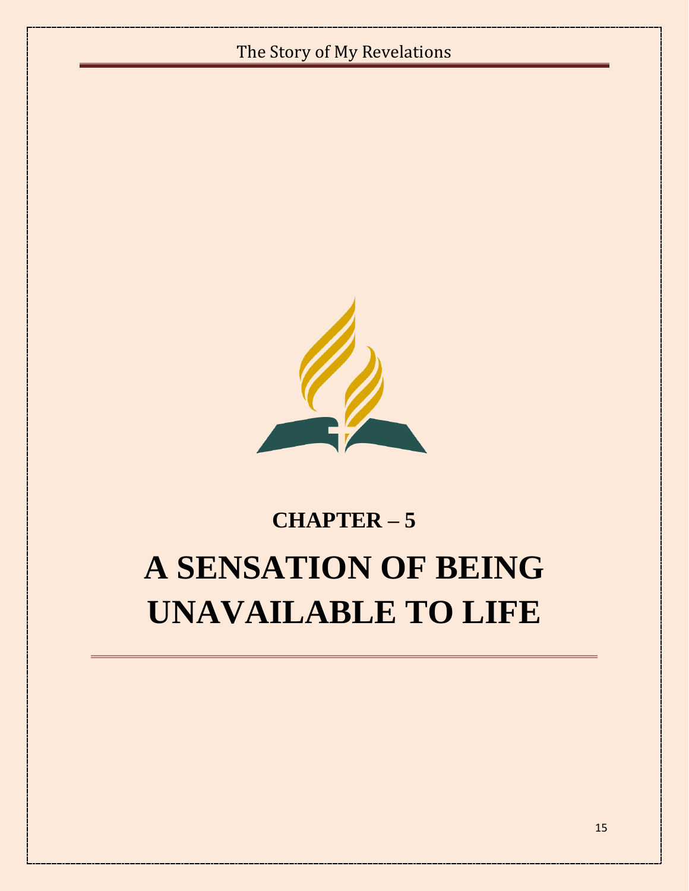## CHAPTER – 5

# A SENSATION OF BEING UNAVAILABLE TO LIFE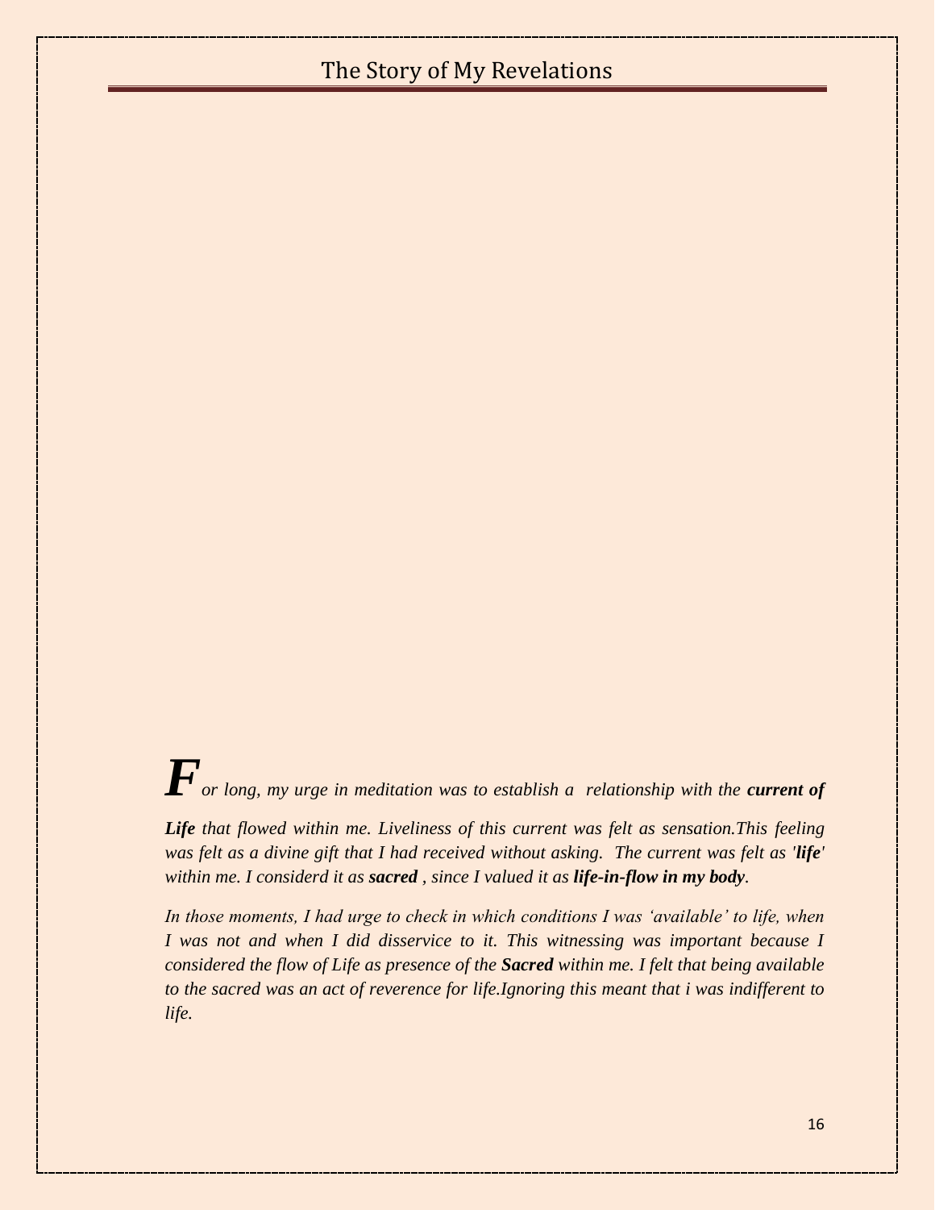***F****or long, my urge in meditation was to establish a relationship with the* ***current of Life*** *that flowed within me. Liveliness of this current was felt as sensation.This feeling was felt as a divine gift that I had received without asking. The current was felt as '****life****' within me. I considerd it as* ***sacred*** *, since I valued it as* ***life-in-flow in my body****.*

*In those moments, I had urge to check in which conditions I was 'available' to life, when I was not and when I did disservice to it. This witnessing was important because I considered the flow of Life as presence of the* ***Sacred*** *within me. I felt that being available to the sacred was an act of reverence for life.Ignoring this meant that i was indifferent to life.*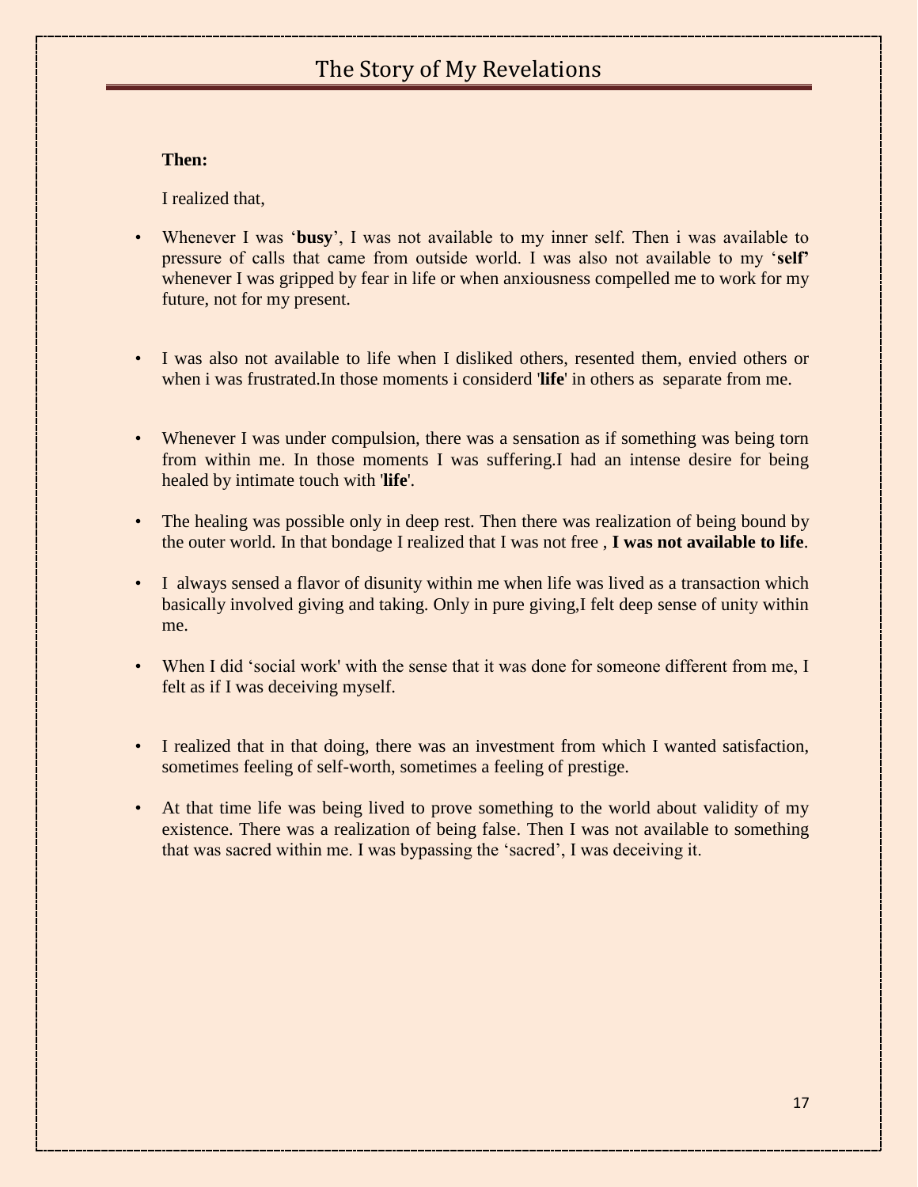**Then:**

I realized that,

- Whenever I was '**busy**', I was not available to my inner self. Then i was available to pressure of calls that came from outside world. I was also not available to my '**self'** whenever I was gripped by fear in life or when anxiousness compelled me to work for my future, not for my present.

- I was also not available to life when I disliked others, resented them, envied others or when i was frustrated.In those moments i considerd '**life**' in others as separate from me.

- Whenever I was under compulsion, there was a sensation as if something was being torn from within me. In those moments I was suffering.I had an intense desire for being healed by intimate touch with '**life**'.

- The healing was possible only in deep rest. Then there was realization of being bound by the outer world. In that bondage I realized that I was not free , **I was not available to life**.

- I always sensed a flavor of disunity within me when life was lived as a transaction which basically involved giving and taking. Only in pure giving,I felt deep sense of unity within me.

- When I did 'social work' with the sense that it was done for someone different from me, I felt as if I was deceiving myself.

- I realized that in that doing, there was an investment from which I wanted satisfaction, sometimes feeling of self-worth, sometimes a feeling of prestige.

- At that time life was being lived to prove something to the world about validity of my existence. There was a realization of being false. Then I was not available to something that was sacred within me. I was bypassing the 'sacred', I was deceiving it.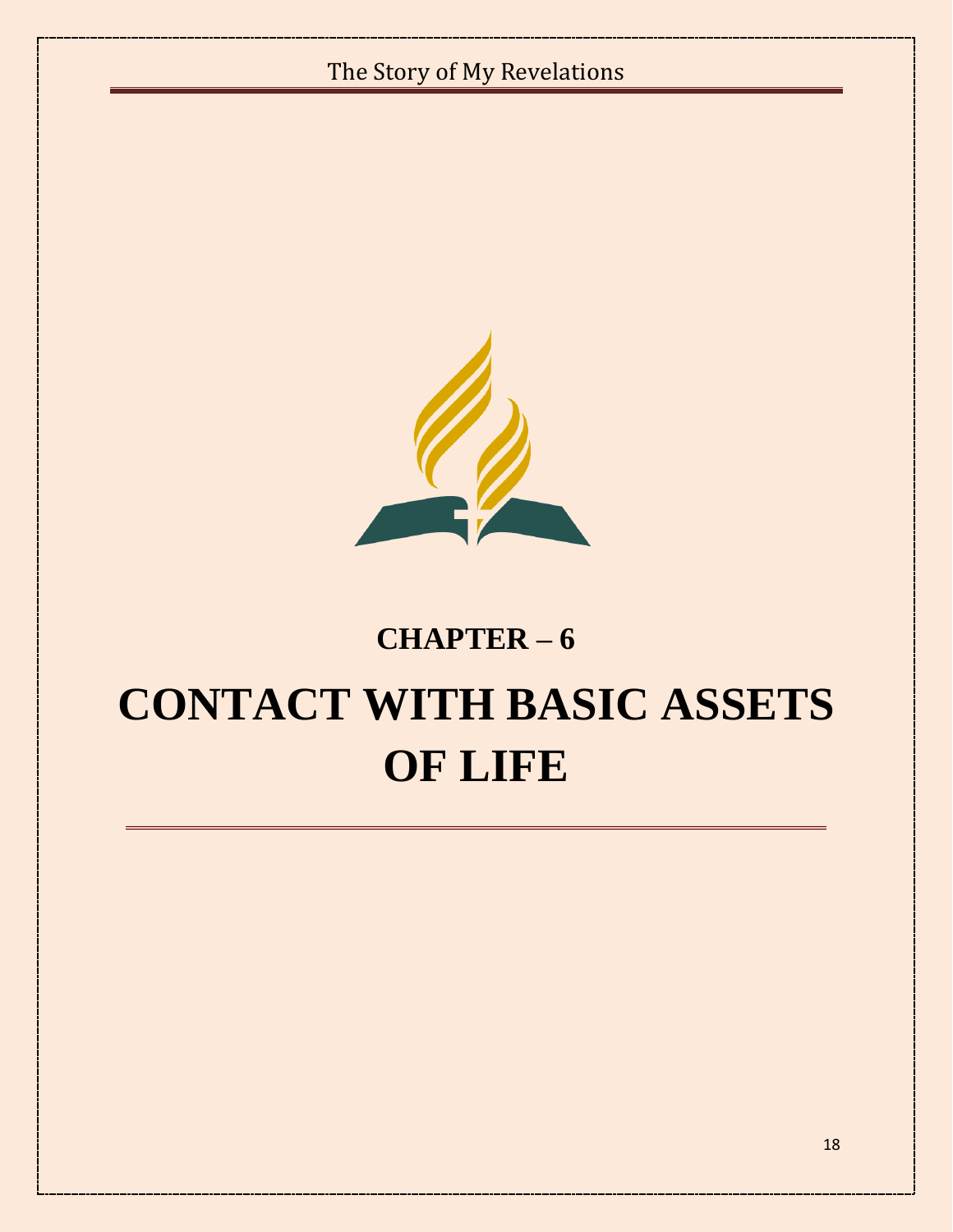## CHAPTER – 6

# CONTACT WITH BASIC ASSETS OF LIFE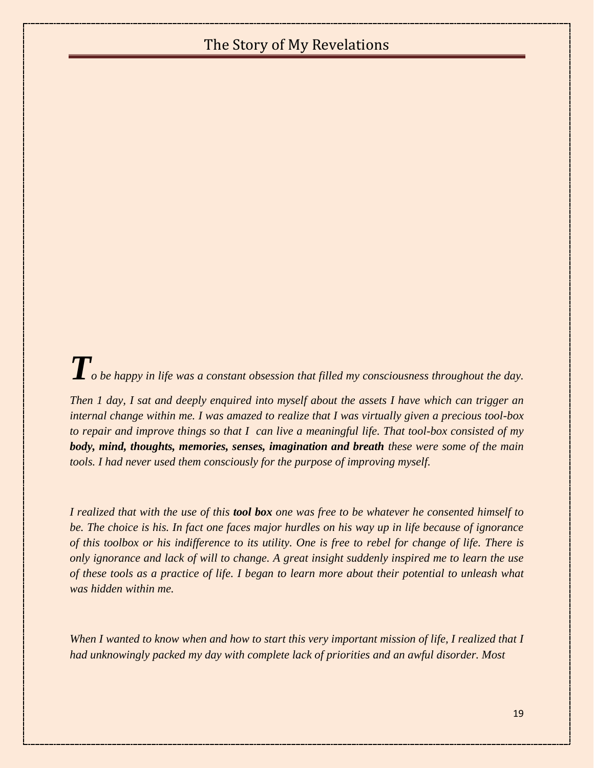*To be happy in life was a constant obsession that filled my consciousness throughout the day.*

*Then 1 day, I sat and deeply enquired into myself about the assets I have which can trigger an internal change within me. I was amazed to realize that I was virtually given a precious tool-box to repair and improve things so that I can live a meaningful life. That tool-box consisted of my* ***body, mind, thoughts, memories, senses, imagination and breath*** *these were some of the main tools. I had never used them consciously for the purpose of improving myself.*

*I realized that with the use of this* ***tool box*** *one was free to be whatever he consented himself to be. The choice is his. In fact one faces major hurdles on his way up in life because of ignorance of this toolbox or his indifference to its utility. One is free to rebel for change of life. There is only ignorance and lack of will to change. A great insight suddenly inspired me to learn the use of these tools as a practice of life. I began to learn more about their potential to unleash what was hidden within me.*

*When I wanted to know when and how to start this very important mission of life, I realized that I had unknowingly packed my day with complete lack of priorities and an awful disorder. Most*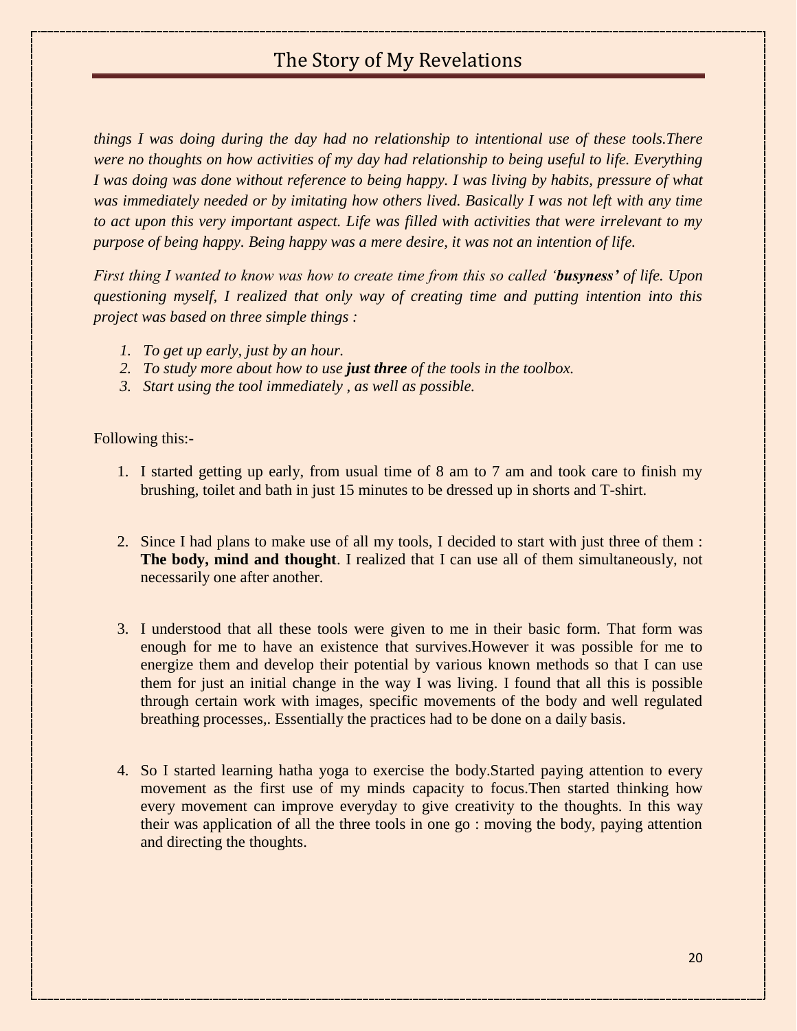*things I was doing during the day had no relationship to intentional use of these tools.There were no thoughts on how activities of my day had relationship to being useful to life. Everything I was doing was done without reference to being happy. I was living by habits, pressure of what was immediately needed or by imitating how others lived. Basically I was not left with any time to act upon this very important aspect. Life was filled with activities that were irrelevant to my purpose of being happy. Being happy was a mere desire, it was not an intention of life.*

*First thing I wanted to know was how to create time from this so called '**busyness'** of life. Upon questioning myself, I realized that only way of creating time and putting intention into this project was based on three simple things :*

1. *To get up early, just by an hour.*
2. *To study more about how to use **just three** of the tools in the toolbox.*
3. *Start using the tool immediately , as well as possible.*

Following this:-

1. I started getting up early, from usual time of 8 am to 7 am and took care to finish my brushing, toilet and bath in just 15 minutes to be dressed up in shorts and T-shirt.

2. Since I had plans to make use of all my tools, I decided to start with just three of them : **The body, mind and thought**. I realized that I can use all of them simultaneously, not necessarily one after another.

3. I understood that all these tools were given to me in their basic form. That form was enough for me to have an existence that survives.However it was possible for me to energize them and develop their potential by various known methods so that I can use them for just an initial change in the way I was living. I found that all this is possible through certain work with images, specific movements of the body and well regulated breathing processes,. Essentially the practices had to be done on a daily basis.

4. So I started learning hatha yoga to exercise the body.Started paying attention to every movement as the first use of my minds capacity to focus.Then started thinking how every movement can improve everyday to give creativity to the thoughts. In this way their was application of all the three tools in one go : moving the body, paying attention and directing the thoughts.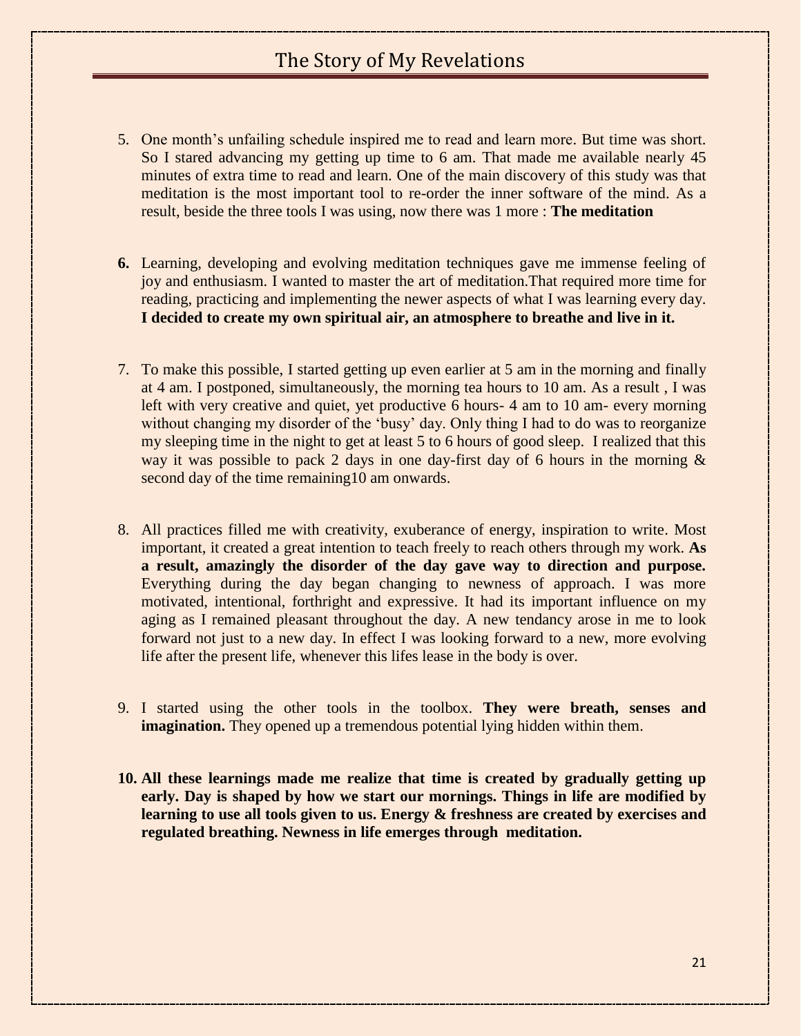5. One month's unfailing schedule inspired me to read and learn more. But time was short. So I stared advancing my getting up time to 6 am. That made me available nearly 45 minutes of extra time to read and learn. One of the main discovery of this study was that meditation is the most important tool to re-order the inner software of the mind. As a result, beside the three tools I was using, now there was 1 more : **The meditation**

6. Learning, developing and evolving meditation techniques gave me immense feeling of joy and enthusiasm. I wanted to master the art of meditation.That required more time for reading, practicing and implementing the newer aspects of what I was learning every day. **I decided to create my own spiritual air, an atmosphere to breathe and live in it.**

7. To make this possible, I started getting up even earlier at 5 am in the morning and finally at 4 am. I postponed, simultaneously, the morning tea hours to 10 am. As a result , I was left with very creative and quiet, yet productive 6 hours- 4 am to 10 am- every morning without changing my disorder of the 'busy' day. Only thing I had to do was to reorganize my sleeping time in the night to get at least 5 to 6 hours of good sleep. I realized that this way it was possible to pack 2 days in one day-first day of 6 hours in the morning & second day of the time remaining10 am onwards.

8. All practices filled me with creativity, exuberance of energy, inspiration to write. Most important, it created a great intention to teach freely to reach others through my work. **As a result, amazingly the disorder of the day gave way to direction and purpose.** Everything during the day began changing to newness of approach. I was more motivated, intentional, forthright and expressive. It had its important influence on my aging as I remained pleasant throughout the day. A new tendancy arose in me to look forward not just to a new day. In effect I was looking forward to a new, more evolving life after the present life, whenever this lifes lease in the body is over.

9. I started using the other tools in the toolbox. **They were breath, senses and imagination.** They opened up a tremendous potential lying hidden within them.

10. **All these learnings made me realize that time is created by gradually getting up early. Day is shaped by how we start our mornings. Things in life are modified by learning to use all tools given to us. Energy & freshness are created by exercises and regulated breathing. Newness in life emerges through meditation.**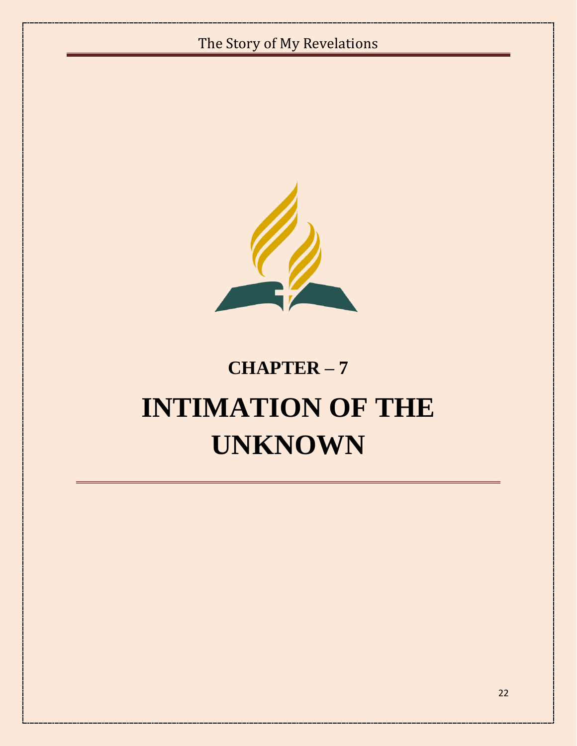## CHAPTER – 7

# INTIMATION OF THE UNKNOWN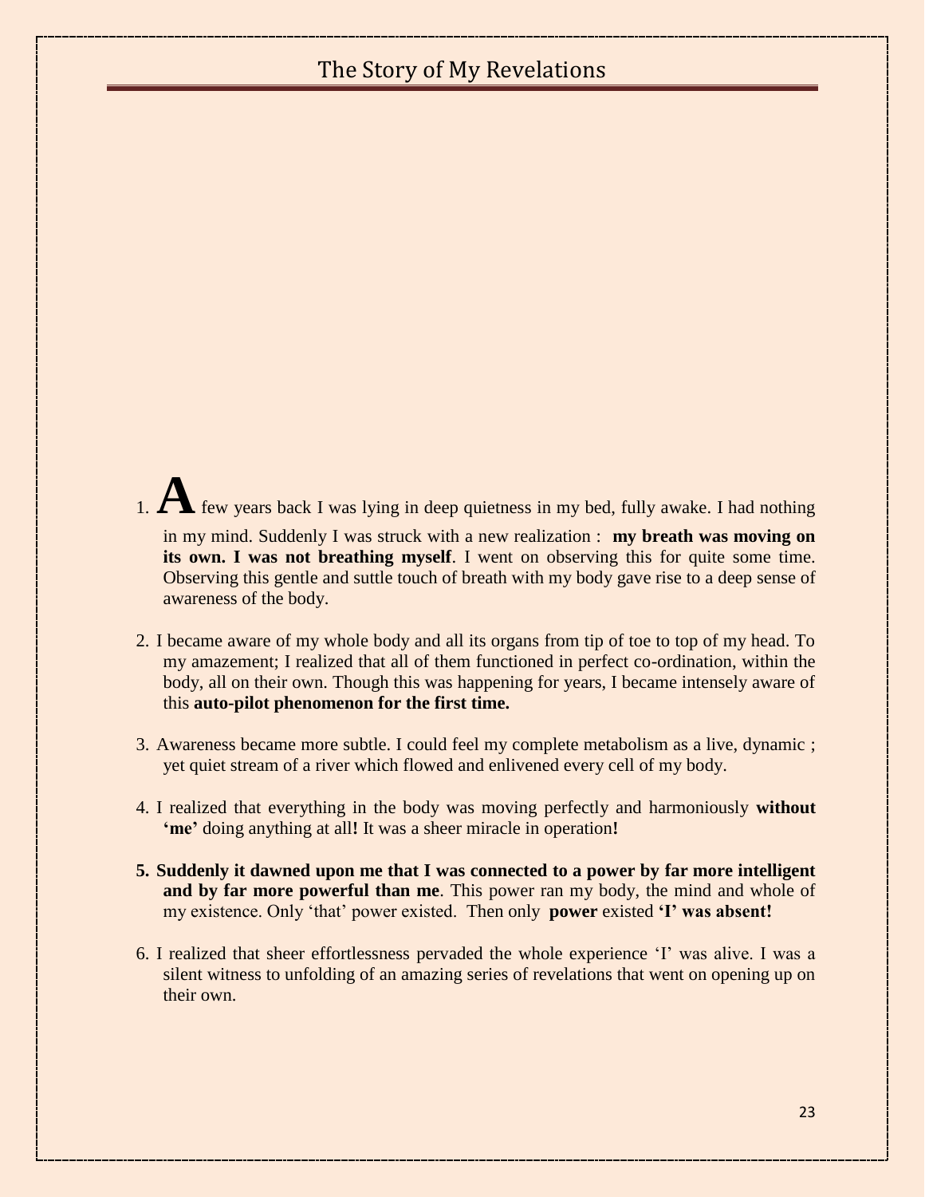# The Story of My Revelations

1. A few years back I was lying in deep quietness in my bed, fully awake. I had nothing in my mind. Suddenly I was struck with a new realization : **my breath was moving on its own. I was not breathing myself**. I went on observing this for quite some time. Observing this gentle and suttle touch of breath with my body gave rise to a deep sense of awareness of the body.

2. I became aware of my whole body and all its organs from tip of toe to top of my head. To my amazement; I realized that all of them functioned in perfect co-ordination, within the body, all on their own. Though this was happening for years, I became intensely aware of this **auto-pilot phenomenon for the first time.**

3. Awareness became more subtle. I could feel my complete metabolism as a live, dynamic ; yet quiet stream of a river which flowed and enlivened every cell of my body.

4. I realized that everything in the body was moving perfectly and harmoniously **without 'me'** doing anything at all**!** It was a sheer miracle in operation**!**

5. **Suddenly it dawned upon me that I was connected to a power by far more intelligent and by far more powerful than me**. This power ran my body, the mind and whole of my existence. Only 'that' power existed. Then only **power** existed **'I' was absent!**

6. I realized that sheer effortlessness pervaded the whole experience 'I' was alive. I was a silent witness to unfolding of an amazing series of revelations that went on opening up on their own.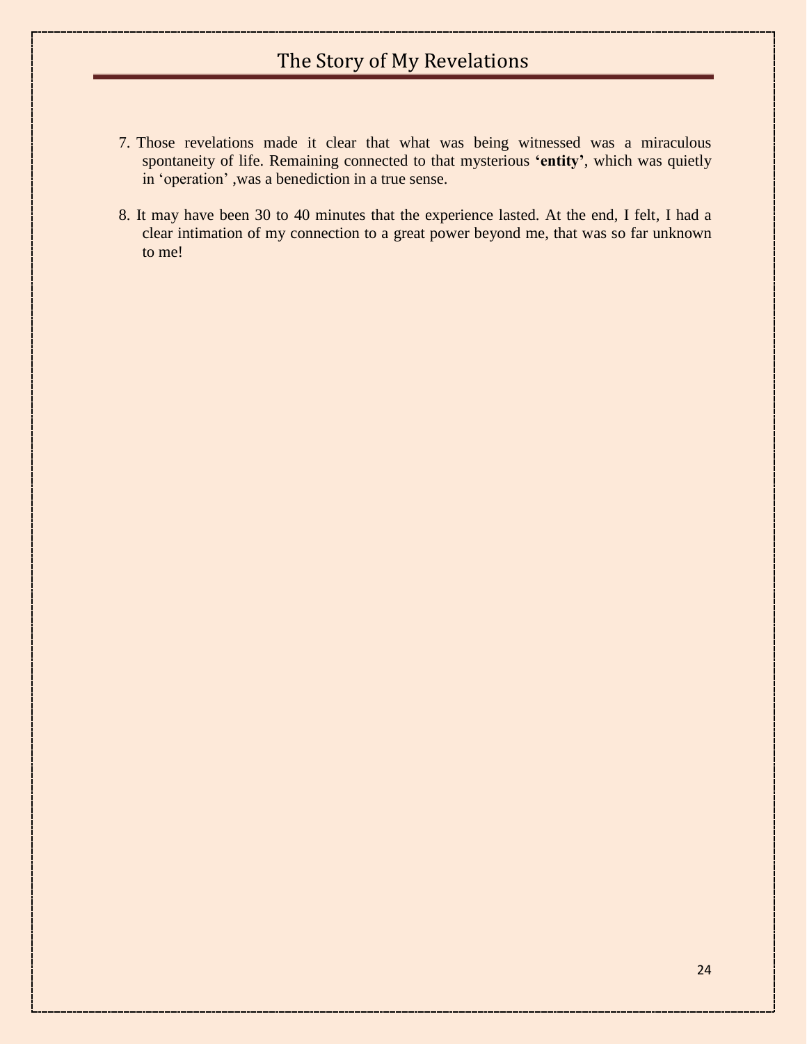7. Those revelations made it clear that what was being witnessed was a miraculous spontaneity of life. Remaining connected to that mysterious **'entity'**, which was quietly in 'operation' ,was a benediction in a true sense.

8. It may have been 30 to 40 minutes that the experience lasted. At the end, I felt, I had a clear intimation of my connection to a great power beyond me, that was so far unknown to me!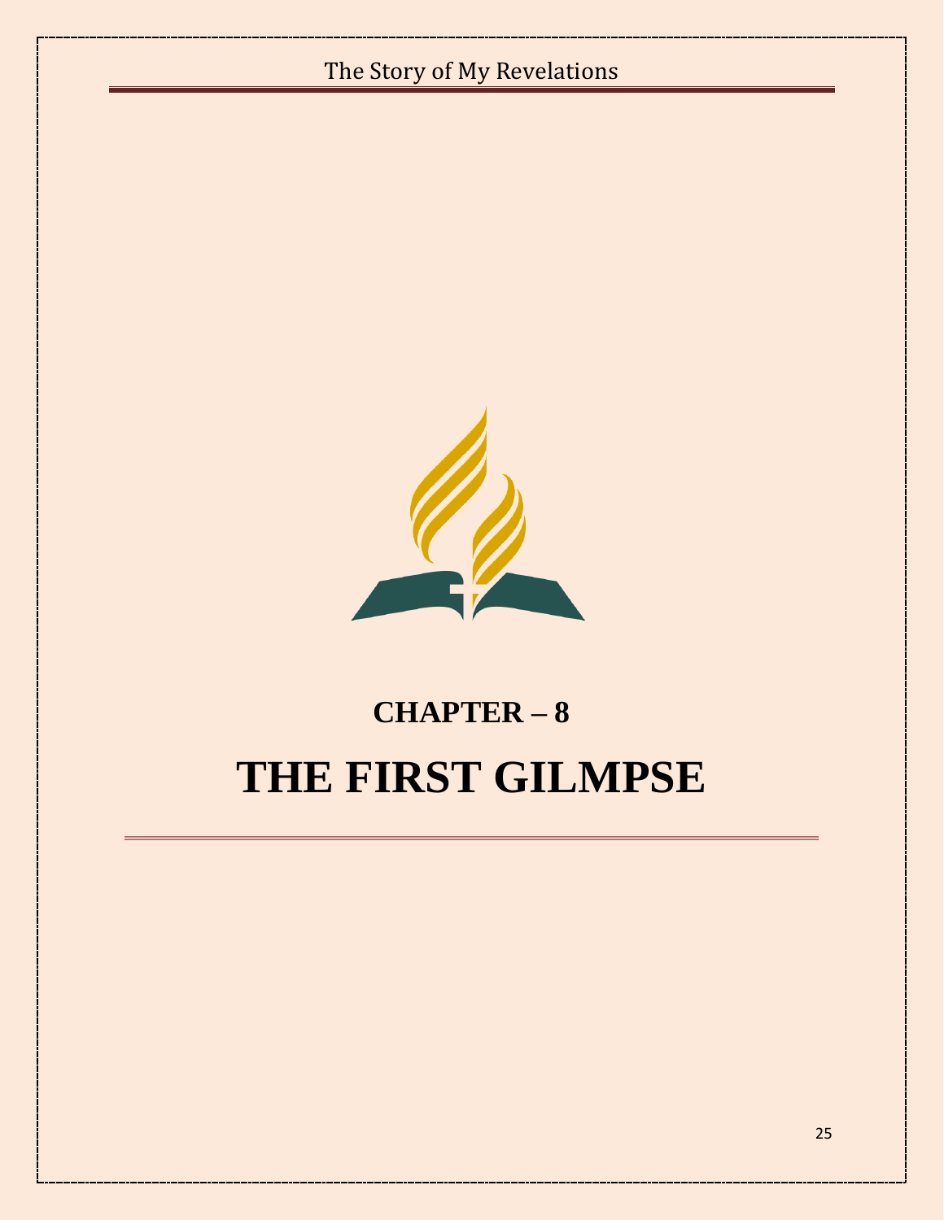## CHAPTER – 8

# THE FIRST GILMPSE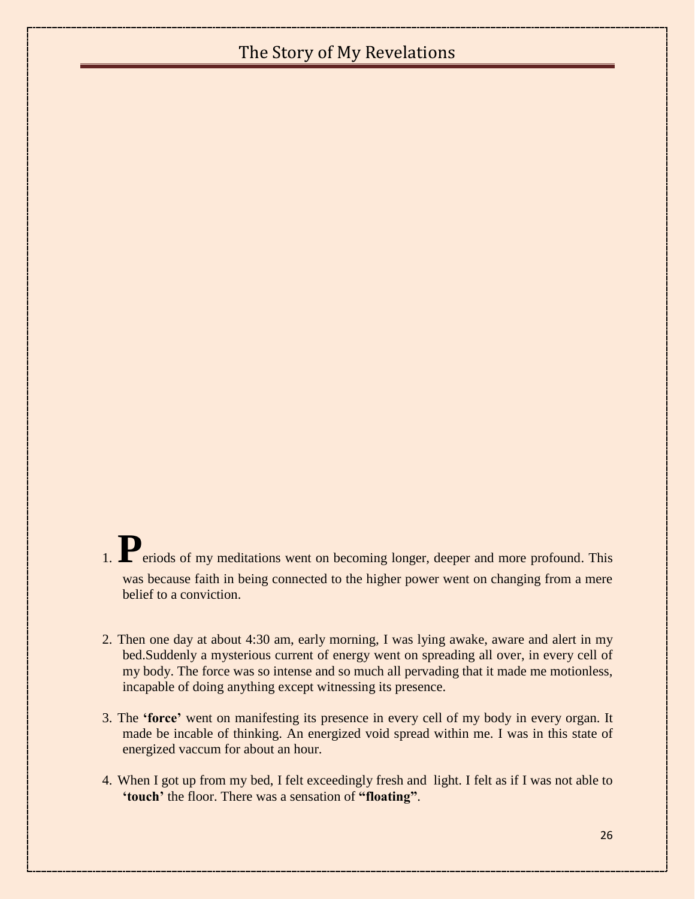1. **P**eriods of my meditations went on becoming longer, deeper and more profound. This was because faith in being connected to the higher power went on changing from a mere belief to a conviction.

2. Then one day at about 4:30 am, early morning, I was lying awake, aware and alert in my bed.Suddenly a mysterious current of energy went on spreading all over, in every cell of my body. The force was so intense and so much all pervading that it made me motionless, incapable of doing anything except witnessing its presence.

3. The **'force'** went on manifesting its presence in every cell of my body in every organ. It made be incable of thinking. An energized void spread within me. I was in this state of energized vaccum for about an hour.

4. When I got up from my bed, I felt exceedingly fresh and light. I felt as if I was not able to **'touch'** the floor. There was a sensation of **"floating"**.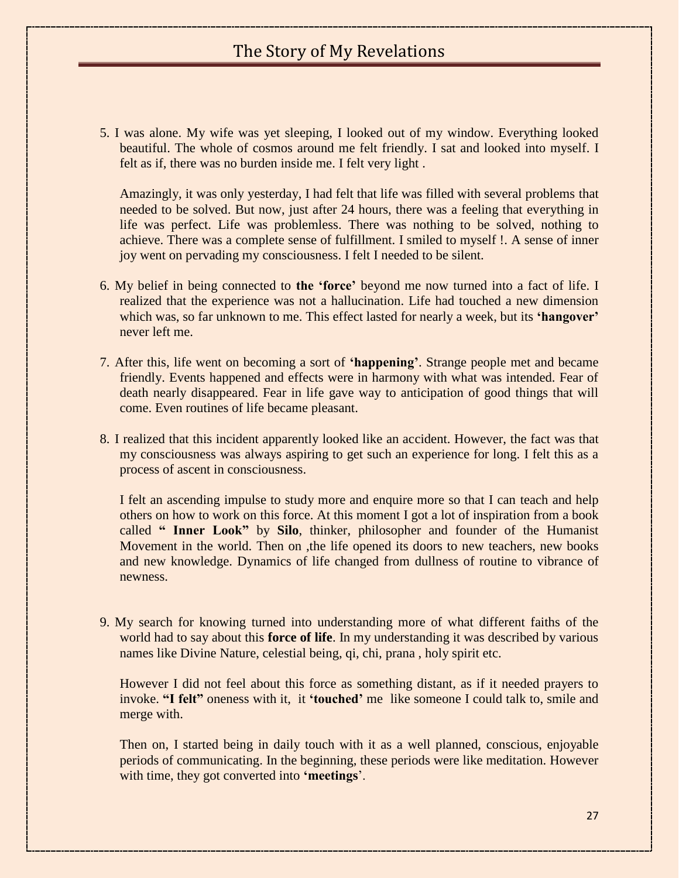5. I was alone. My wife was yet sleeping, I looked out of my window. Everything looked beautiful. The whole of cosmos around me felt friendly. I sat and looked into myself. I felt as if, there was no burden inside me. I felt very light .

   Amazingly, it was only yesterday, I had felt that life was filled with several problems that needed to be solved. But now, just after 24 hours, there was a feeling that everything in life was perfect. Life was problemless. There was nothing to be solved, nothing to achieve. There was a complete sense of fulfillment. I smiled to myself !. A sense of inner joy went on pervading my consciousness. I felt I needed to be silent.

6. My belief in being connected to **the 'force'** beyond me now turned into a fact of life. I realized that the experience was not a hallucination. Life had touched a new dimension which was, so far unknown to me. This effect lasted for nearly a week, but its **'hangover'** never left me.

7. After this, life went on becoming a sort of **'happening'**. Strange people met and became friendly. Events happened and effects were in harmony with what was intended. Fear of death nearly disappeared. Fear in life gave way to anticipation of good things that will come. Even routines of life became pleasant.

8. I realized that this incident apparently looked like an accident. However, the fact was that my consciousness was always aspiring to get such an experience for long. I felt this as a process of ascent in consciousness.

   I felt an ascending impulse to study more and enquire more so that I can teach and help others on how to work on this force. At this moment I got a lot of inspiration from a book called **" Inner Look"** by **Silo**, thinker, philosopher and founder of the Humanist Movement in the world. Then on ,the life opened its doors to new teachers, new books and new knowledge. Dynamics of life changed from dullness of routine to vibrance of newness.

9. My search for knowing turned into understanding more of what different faiths of the world had to say about this **force of life**. In my understanding it was described by various names like Divine Nature, celestial being, qi, chi, prana , holy spirit etc.

   However I did not feel about this force as something distant, as if it needed prayers to invoke. **"I felt"** oneness with it, it **'touched'** me like someone I could talk to, smile and merge with.

   Then on, I started being in daily touch with it as a well planned, conscious, enjoyable periods of communicating. In the beginning, these periods were like meditation. However with time, they got converted into **'meetings'**.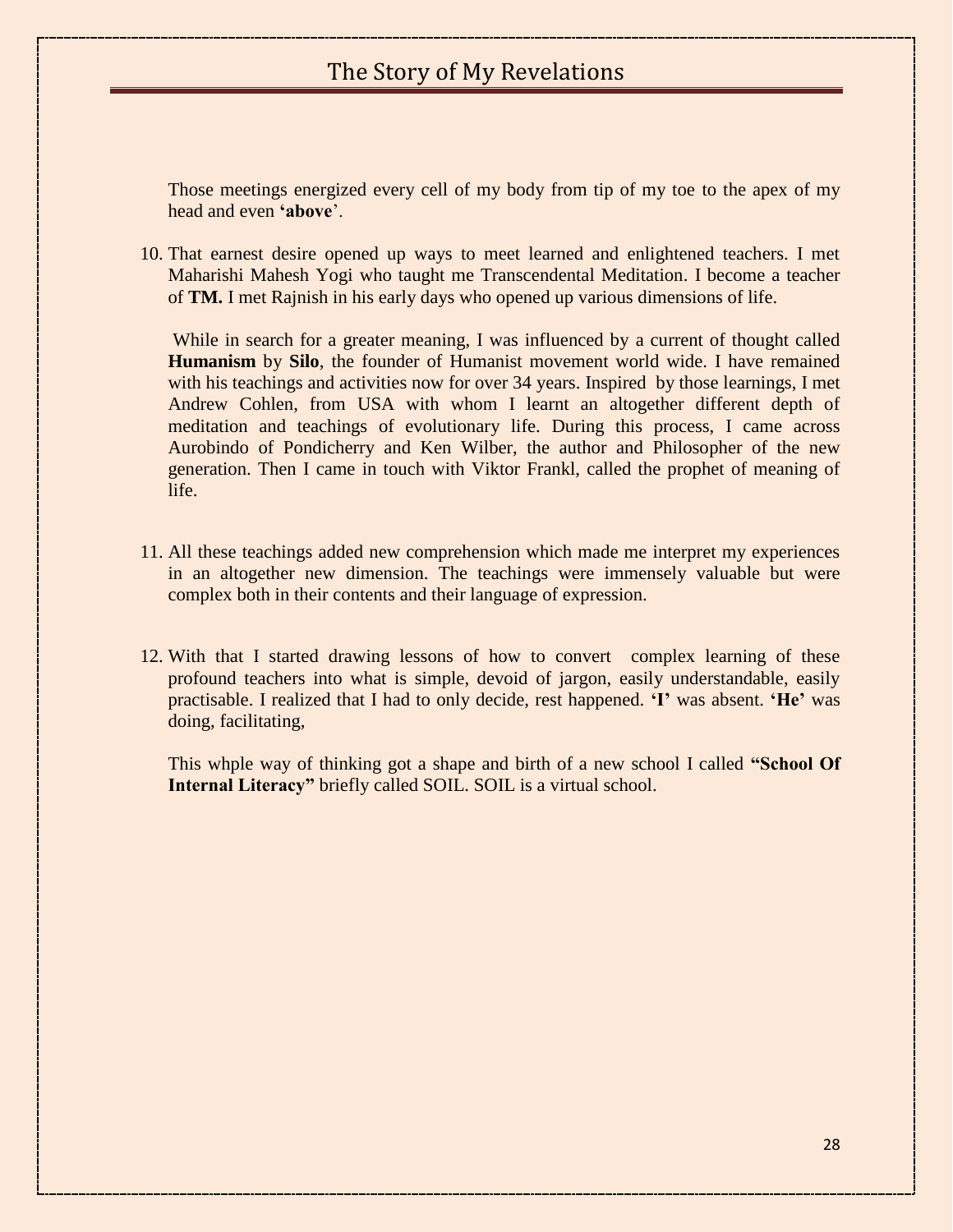Those meetings energized every cell of my body from tip of my toe to the apex of my head and even **'above**'.

10. That earnest desire opened up ways to meet learned and enlightened teachers. I met Maharishi Mahesh Yogi who taught me Transcendental Meditation. I become a teacher of **TM.** I met Rajnish in his early days who opened up various dimensions of life.

    While in search for a greater meaning, I was influenced by a current of thought called **Humanism** by **Silo**, the founder of Humanist movement world wide. I have remained with his teachings and activities now for over 34 years. Inspired by those learnings, I met Andrew Cohlen, from USA with whom I learnt an altogether different depth of meditation and teachings of evolutionary life. During this process, I came across Aurobindo of Pondicherry and Ken Wilber, the author and Philosopher of the new generation. Then I came in touch with Viktor Frankl, called the prophet of meaning of life.

11. All these teachings added new comprehension which made me interpret my experiences in an altogether new dimension. The teachings were immensely valuable but were complex both in their contents and their language of expression.

12. With that I started drawing lessons of how to convert complex learning of these profound teachers into what is simple, devoid of jargon, easily understandable, easily practisable. I realized that I had to only decide, rest happened. **'I'** was absent. **'He'** was doing, facilitating,

    This whple way of thinking got a shape and birth of a new school I called **"School Of Internal Literacy"** briefly called SOIL. SOIL is a virtual school.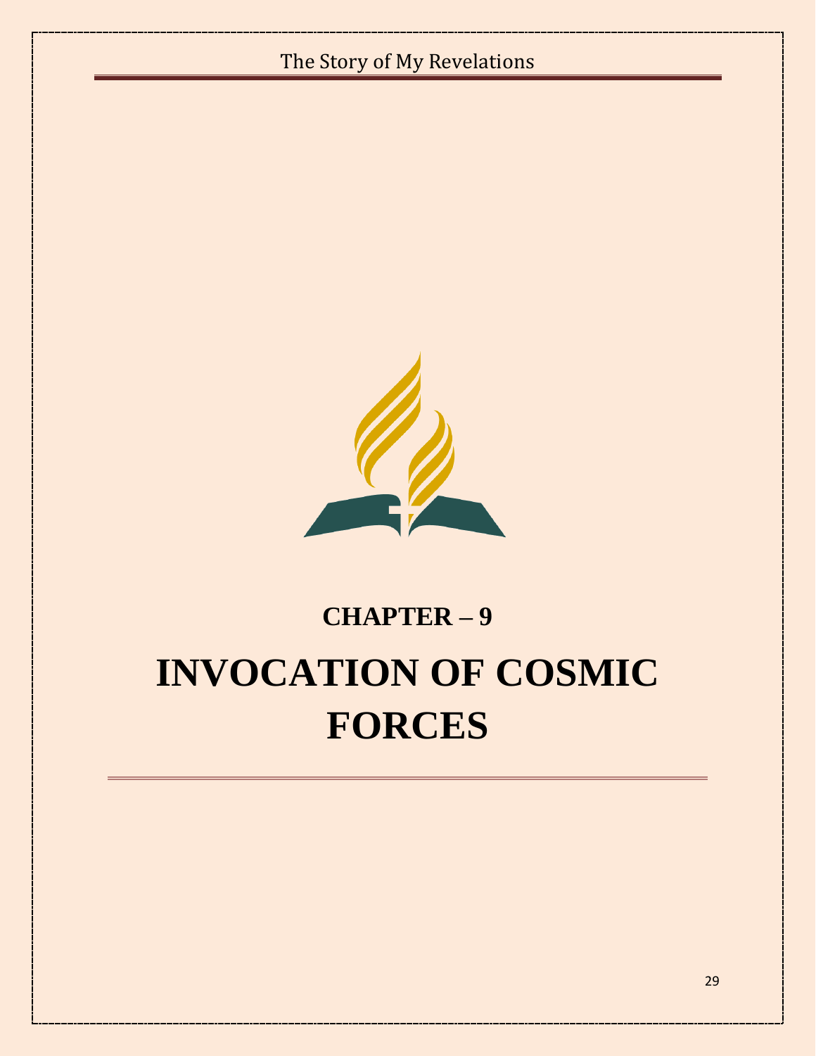## CHAPTER – 9

# INVOCATION OF COSMIC FORCES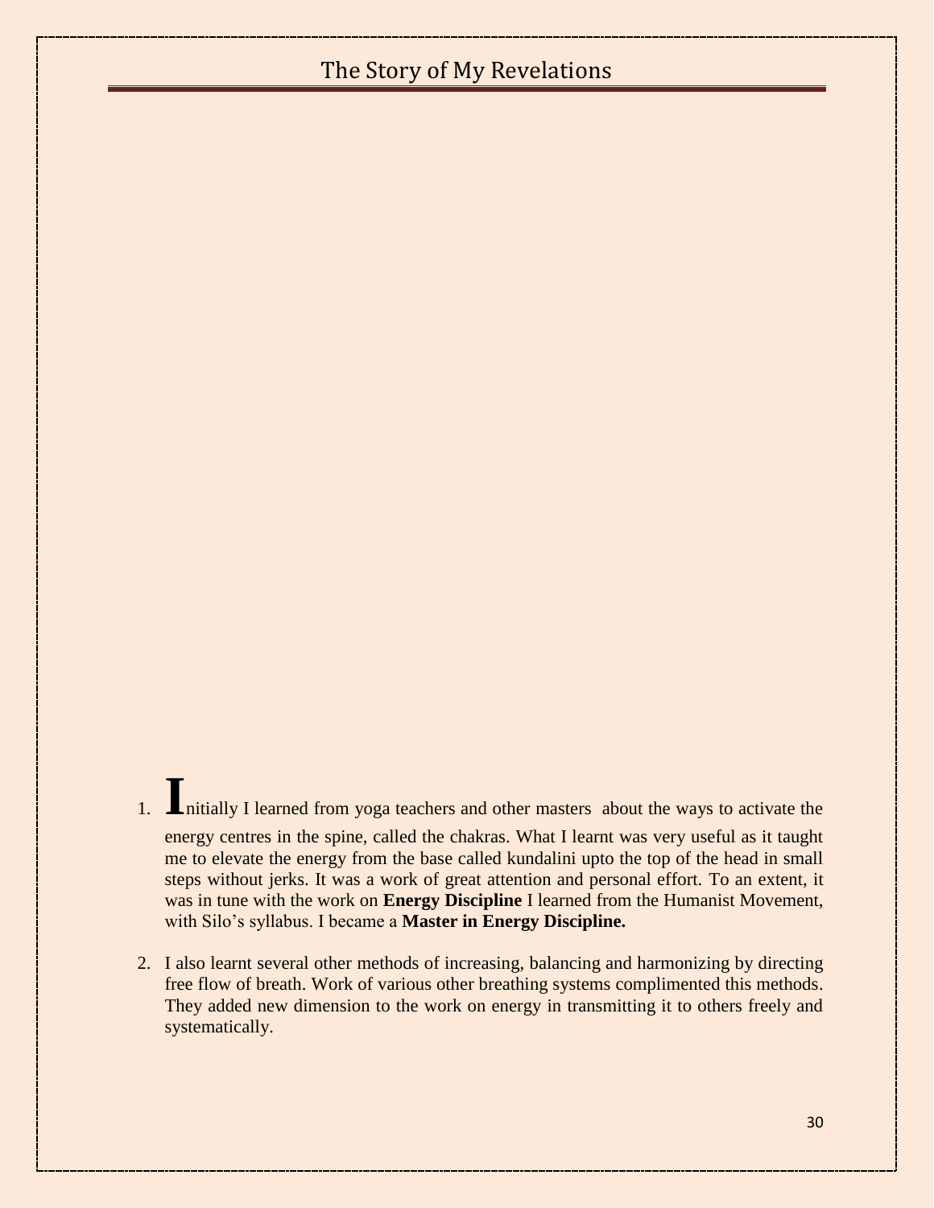1. Initially I learned from yoga teachers and other masters about the ways to activate the energy centres in the spine, called the chakras. What I learnt was very useful as it taught me to elevate the energy from the base called kundalini upto the top of the head in small steps without jerks. It was a work of great attention and personal effort. To an extent, it was in tune with the work on **Energy Discipline** I learned from the Humanist Movement, with Silo's syllabus. I became a **Master in Energy Discipline.**

2. I also learnt several other methods of increasing, balancing and harmonizing by directing free flow of breath. Work of various other breathing systems complimented this methods. They added new dimension to the work on energy in transmitting it to others freely and systematically.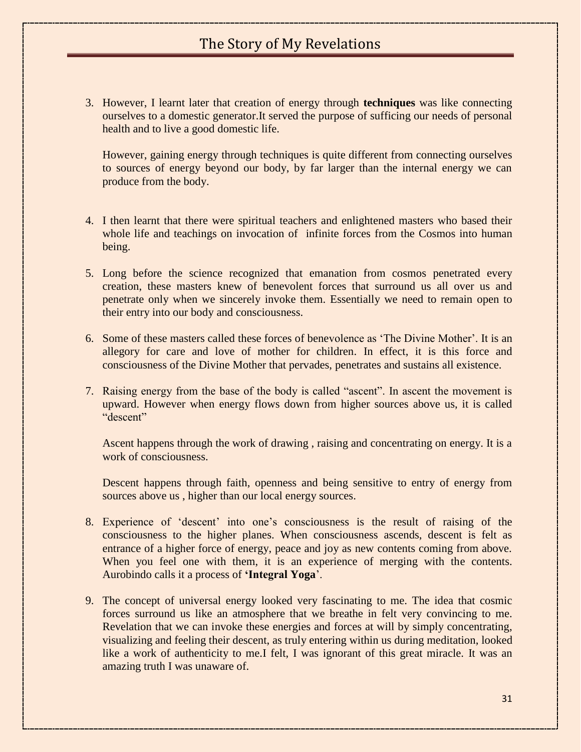3. However, I learnt later that creation of energy through **techniques** was like connecting ourselves to a domestic generator.It served the purpose of sufficing our needs of personal health and to live a good domestic life.

   However, gaining energy through techniques is quite different from connecting ourselves to sources of energy beyond our body, by far larger than the internal energy we can produce from the body.

4. I then learnt that there were spiritual teachers and enlightened masters who based their whole life and teachings on invocation of infinite forces from the Cosmos into human being.

5. Long before the science recognized that emanation from cosmos penetrated every creation, these masters knew of benevolent forces that surround us all over us and penetrate only when we sincerely invoke them. Essentially we need to remain open to their entry into our body and consciousness.

6. Some of these masters called these forces of benevolence as 'The Divine Mother'. It is an allegory for care and love of mother for children. In effect, it is this force and consciousness of the Divine Mother that pervades, penetrates and sustains all existence.

7. Raising energy from the base of the body is called "ascent". In ascent the movement is upward. However when energy flows down from higher sources above us, it is called "descent"

   Ascent happens through the work of drawing , raising and concentrating on energy. It is a work of consciousness.

   Descent happens through faith, openness and being sensitive to entry of energy from sources above us , higher than our local energy sources.

8. Experience of 'descent' into one's consciousness is the result of raising of the consciousness to the higher planes. When consciousness ascends, descent is felt as entrance of a higher force of energy, peace and joy as new contents coming from above. When you feel one with them, it is an experience of merging with the contents. Aurobindo calls it a process of **'Integral Yoga**'.

9. The concept of universal energy looked very fascinating to me. The idea that cosmic forces surround us like an atmosphere that we breathe in felt very convincing to me. Revelation that we can invoke these energies and forces at will by simply concentrating, visualizing and feeling their descent, as truly entering within us during meditation, looked like a work of authenticity to me.I felt, I was ignorant of this great miracle. It was an amazing truth I was unaware of.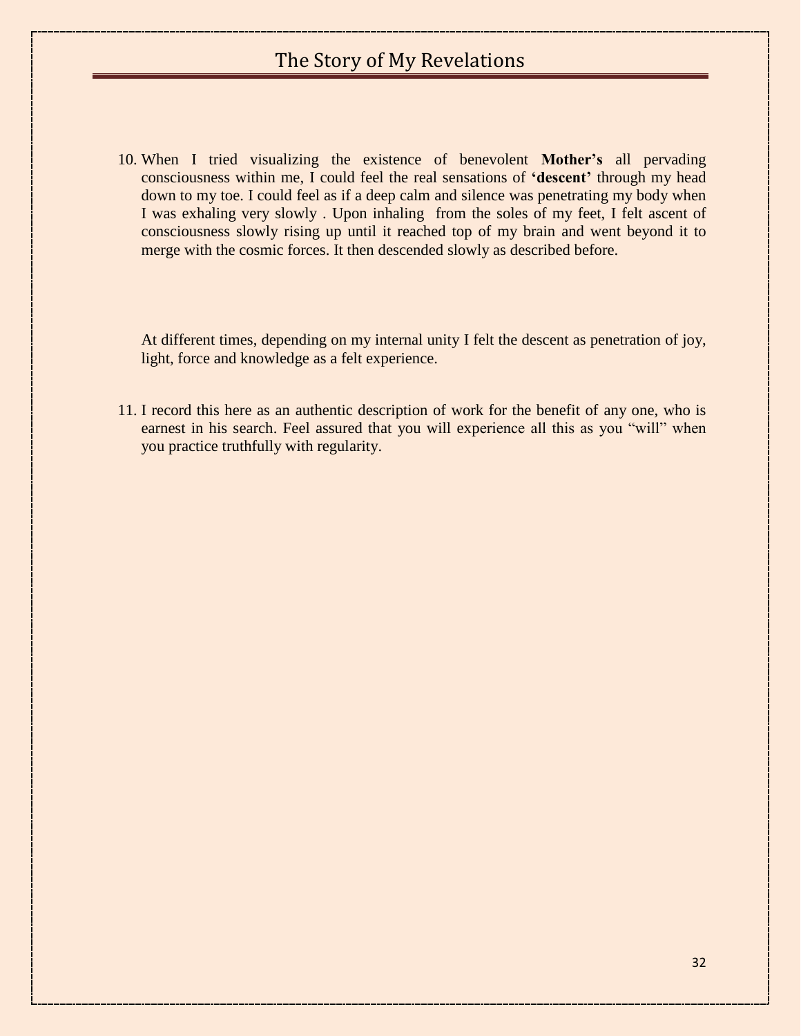10. When I tried visualizing the existence of benevolent **Mother's** all pervading consciousness within me, I could feel the real sensations of **'descent'** through my head down to my toe. I could feel as if a deep calm and silence was penetrating my body when I was exhaling very slowly . Upon inhaling from the soles of my feet, I felt ascent of consciousness slowly rising up until it reached top of my brain and went beyond it to merge with the cosmic forces. It then descended slowly as described before.

    At different times, depending on my internal unity I felt the descent as penetration of joy, light, force and knowledge as a felt experience.

11. I record this here as an authentic description of work for the benefit of any one, who is earnest in his search. Feel assured that you will experience all this as you "will" when you practice truthfully with regularity.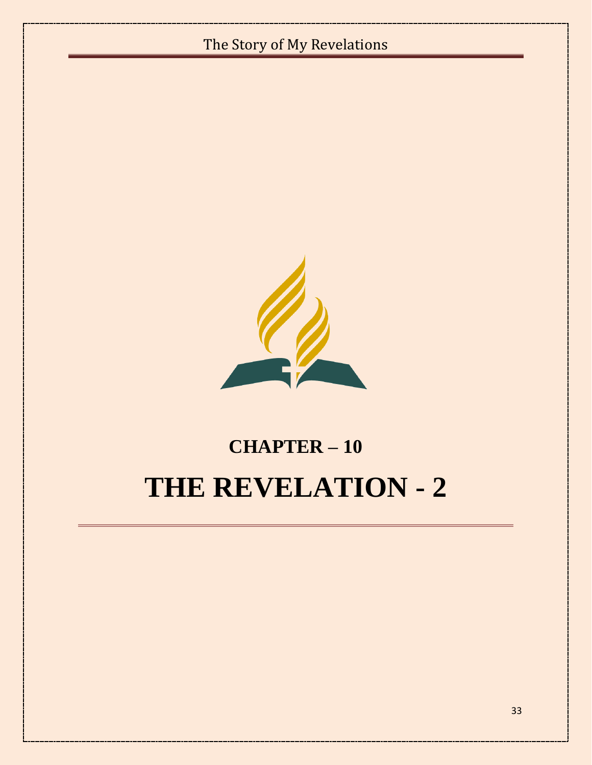## CHAPTER – 10

# THE REVELATION - 2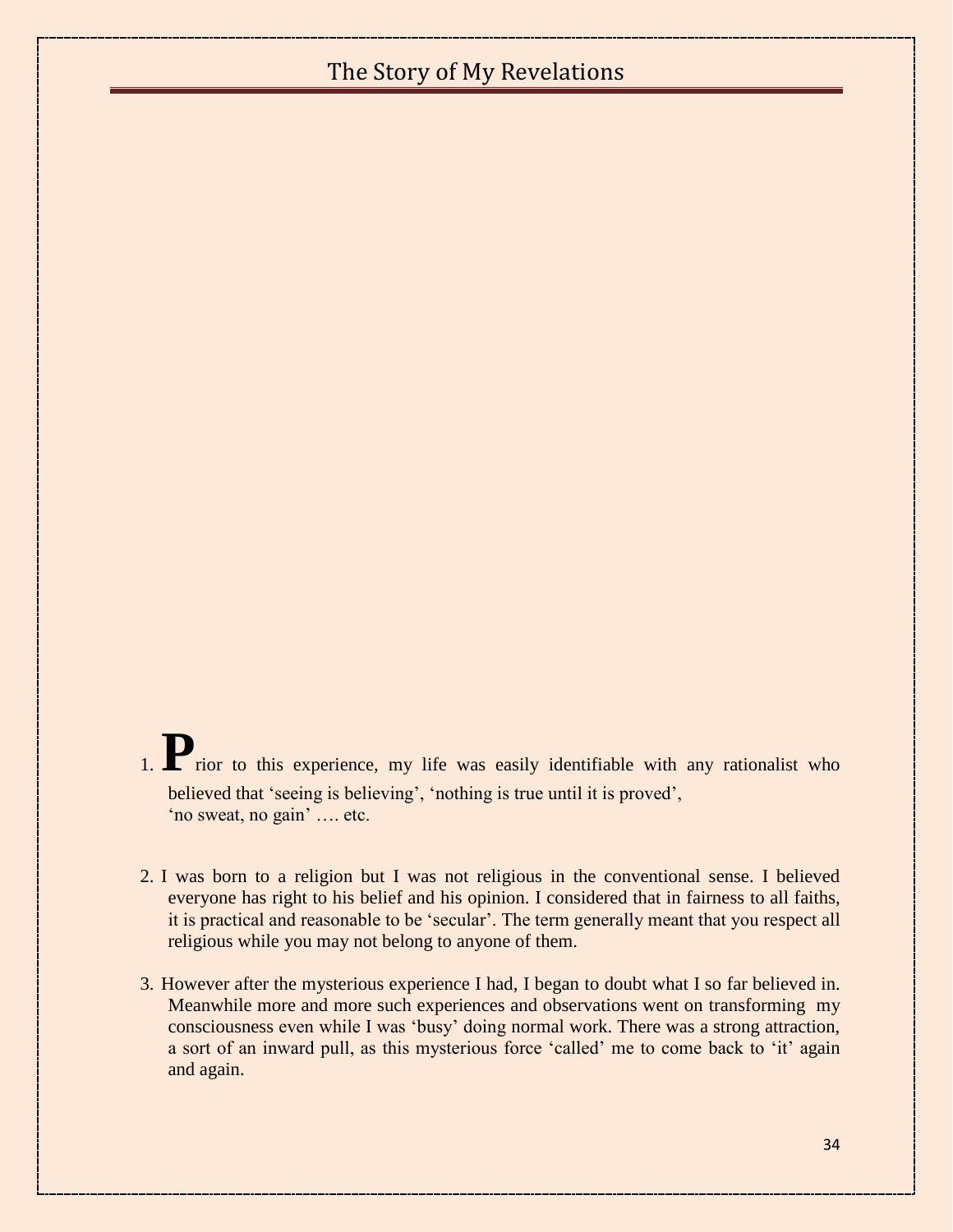# The Story of My Revelations

1. **P**rior to this experience, my life was easily identifiable with any rationalist who believed that 'seeing is believing', 'nothing is true until it is proved', 'no sweat, no gain' …. etc.

2. I was born to a religion but I was not religious in the conventional sense. I believed everyone has right to his belief and his opinion. I considered that in fairness to all faiths, it is practical and reasonable to be 'secular'. The term generally meant that you respect all religious while you may not belong to anyone of them.

3. However after the mysterious experience I had, I began to doubt what I so far believed in. Meanwhile more and more such experiences and observations went on transforming my consciousness even while I was 'busy' doing normal work. There was a strong attraction, a sort of an inward pull, as this mysterious force 'called' me to come back to 'it' again and again.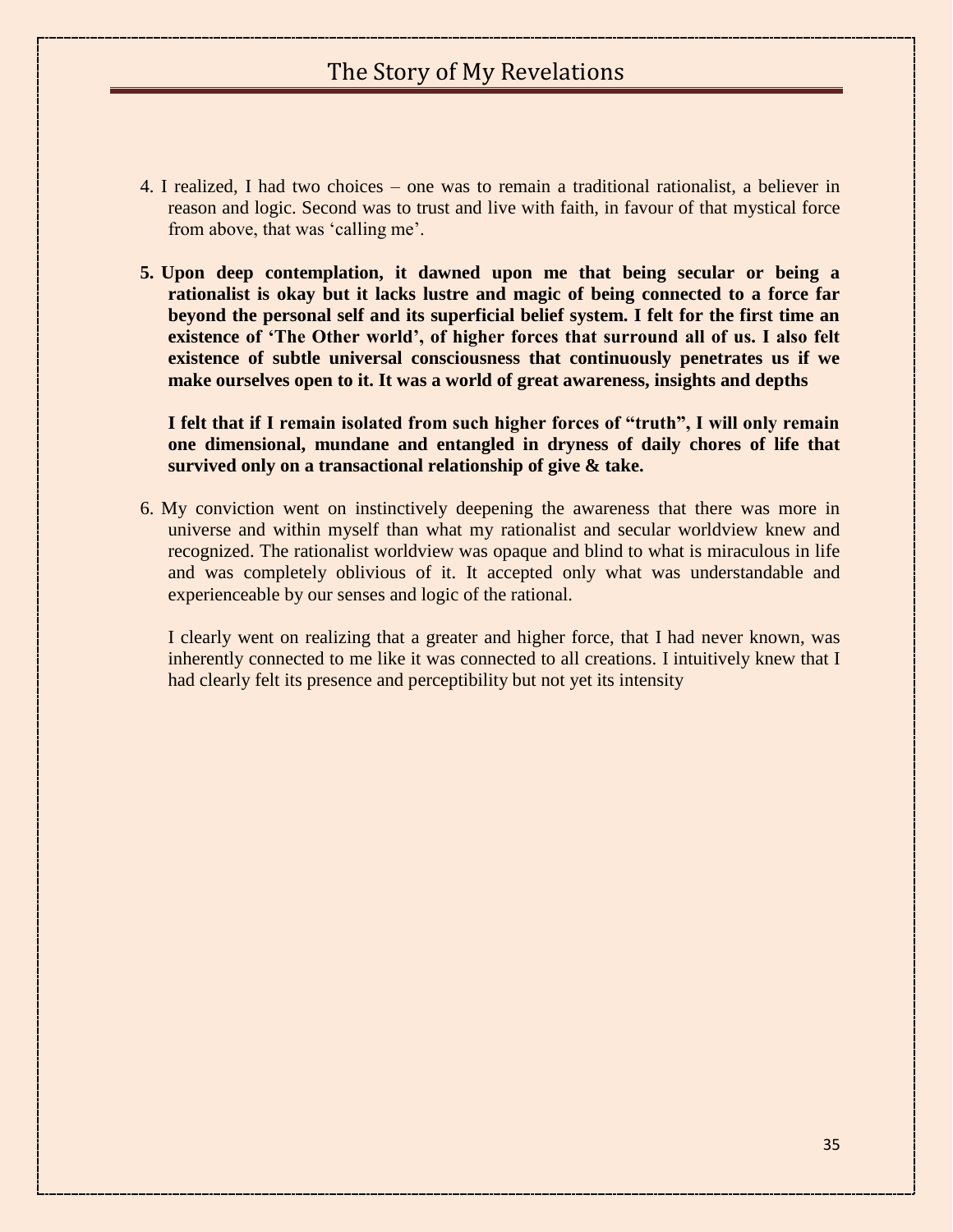4. I realized, I had two choices – one was to remain a traditional rationalist, a believer in reason and logic. Second was to trust and live with faith, in favour of that mystical force from above, that was 'calling me'.

5. **Upon deep contemplation, it dawned upon me that being secular or being a rationalist is okay but it lacks lustre and magic of being connected to a force far beyond the personal self and its superficial belief system. I felt for the first time an existence of 'The Other world', of higher forces that surround all of us. I also felt existence of subtle universal consciousness that continuously penetrates us if we make ourselves open to it. It was a world of great awareness, insights and depths**

   **I felt that if I remain isolated from such higher forces of "truth", I will only remain one dimensional, mundane and entangled in dryness of daily chores of life that survived only on a transactional relationship of give & take.**

6. My conviction went on instinctively deepening the awareness that there was more in universe and within myself than what my rationalist and secular worldview knew and recognized. The rationalist worldview was opaque and blind to what is miraculous in life and was completely oblivious of it. It accepted only what was understandable and experienceable by our senses and logic of the rational.

   I clearly went on realizing that a greater and higher force, that I had never known, was inherently connected to me like it was connected to all creations. I intuitively knew that I had clearly felt its presence and perceptibility but not yet its intensity